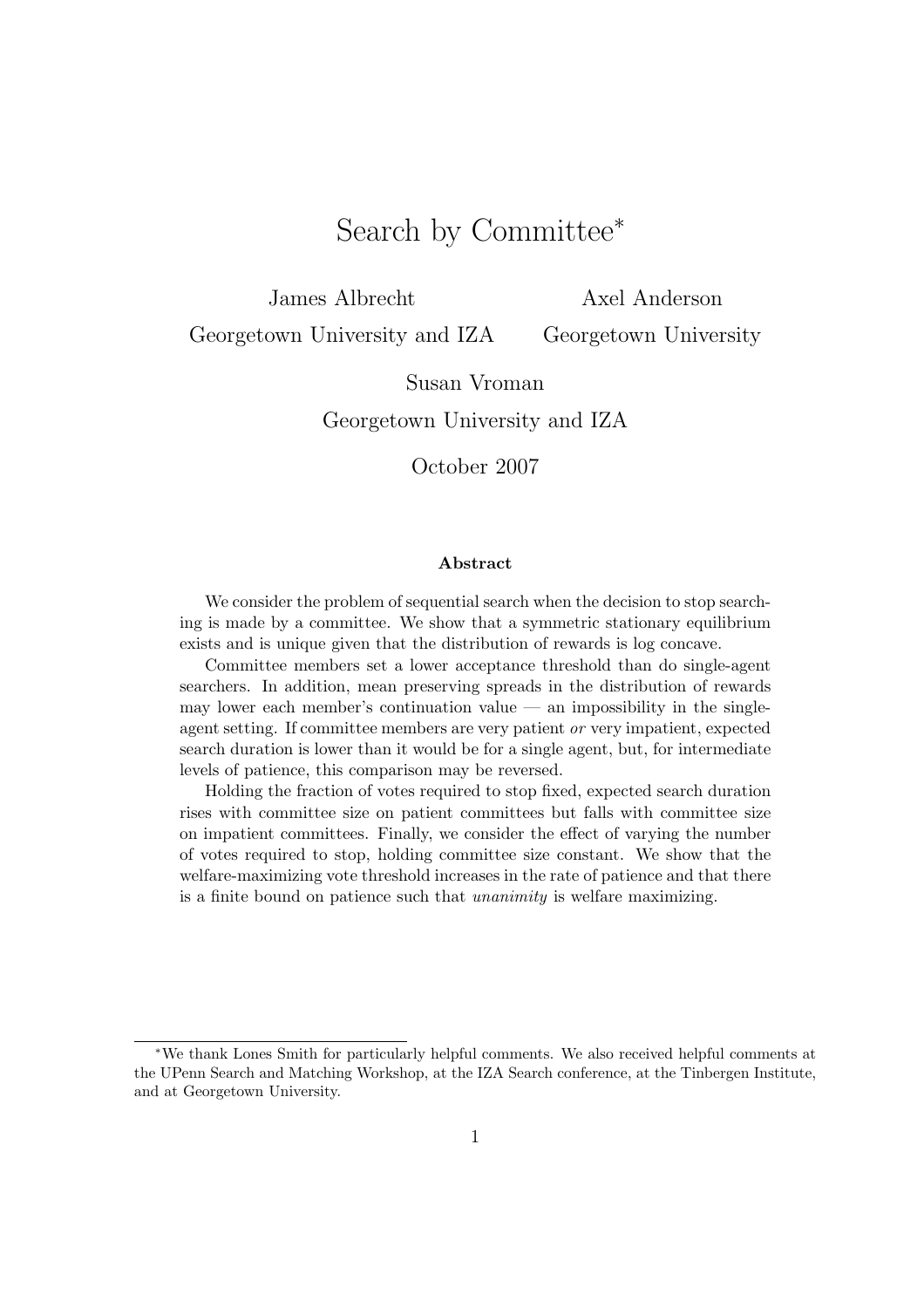# Search by Committee*

James Albrecht
Georgetown University and IZA

Axel Anderson
Georgetown University

Susan Vroman
Georgetown University and IZA

October 2007

### Abstract

We consider the problem of sequential search when the decision to stop searching is made by a committee. We show that a symmetric stationary equilibrium exists and is unique given that the distribution of rewards is log concave.

Committee members set a lower acceptance threshold than do single-agent searchers. In addition, mean preserving spreads in the distribution of rewards may lower each member's continuation value — an impossibility in the single-agent setting. If committee members are very patient *or* very impatient, expected search duration is lower than it would be for a single agent, but, for intermediate levels of patience, this comparison may be reversed.

Holding the fraction of votes required to stop fixed, expected search duration rises with committee size on patient committees but falls with committee size on impatient committees. Finally, we consider the effect of varying the number of votes required to stop, holding committee size constant. We show that the welfare-maximizing vote threshold increases in the rate of patience and that there is a finite bound on patience such that *unanimity* is welfare maximizing.

*We thank Lones Smith for particularly helpful comments. We also received helpful comments at the UPenn Search and Matching Workshop, at the IZA Search conference, at the Tinbergen Institute, and at Georgetown University.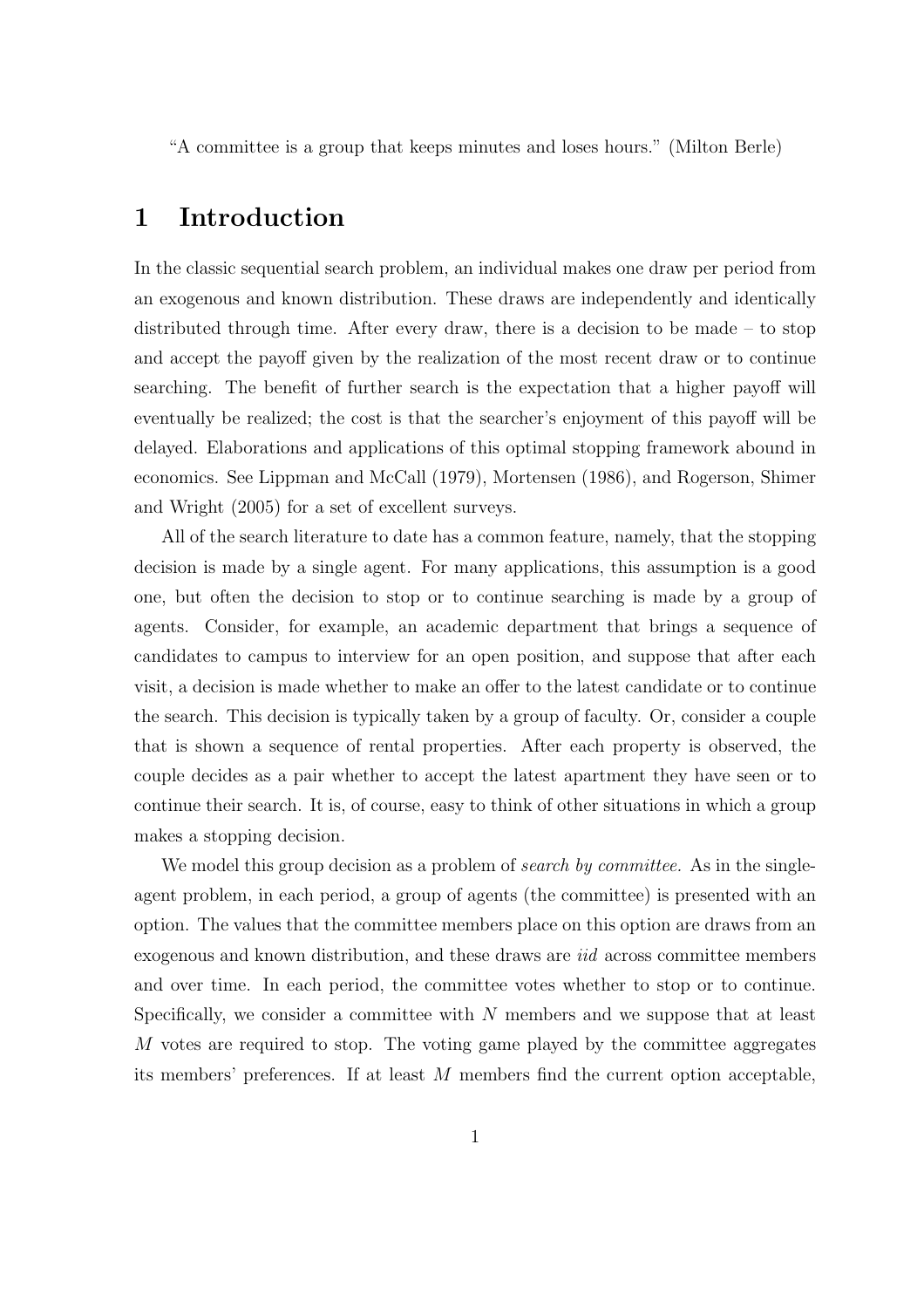"A committee is a group that keeps minutes and loses hours." (Milton Berle)

# 1 Introduction

In the classic sequential search problem, an individual makes one draw per period from an exogenous and known distribution. These draws are independently and identically distributed through time. After every draw, there is a decision to be made – to stop and accept the payoff given by the realization of the most recent draw or to continue searching. The benefit of further search is the expectation that a higher payoff will eventually be realized; the cost is that the searcher's enjoyment of this payoff will be delayed. Elaborations and applications of this optimal stopping framework abound in economics. See Lippman and McCall (1979), Mortensen (1986), and Rogerson, Shimer and Wright (2005) for a set of excellent surveys.

All of the search literature to date has a common feature, namely, that the stopping decision is made by a single agent. For many applications, this assumption is a good one, but often the decision to stop or to continue searching is made by a group of agents. Consider, for example, an academic department that brings a sequence of candidates to campus to interview for an open position, and suppose that after each visit, a decision is made whether to make an offer to the latest candidate or to continue the search. This decision is typically taken by a group of faculty. Or, consider a couple that is shown a sequence of rental properties. After each property is observed, the couple decides as a pair whether to accept the latest apartment they have seen or to continue their search. It is, of course, easy to think of other situations in which a group makes a stopping decision.

We model this group decision as a problem of *search by committee.* As in the single-agent problem, in each period, a group of agents (the committee) is presented with an option. The values that the committee members place on this option are draws from an exogenous and known distribution, and these draws are *iid* across committee members and over time. In each period, the committee votes whether to stop or to continue. Specifically, we consider a committee with $N$ members and we suppose that at least $M$ votes are required to stop. The voting game played by the committee aggregates its members' preferences. If at least $M$ members find the current option acceptable,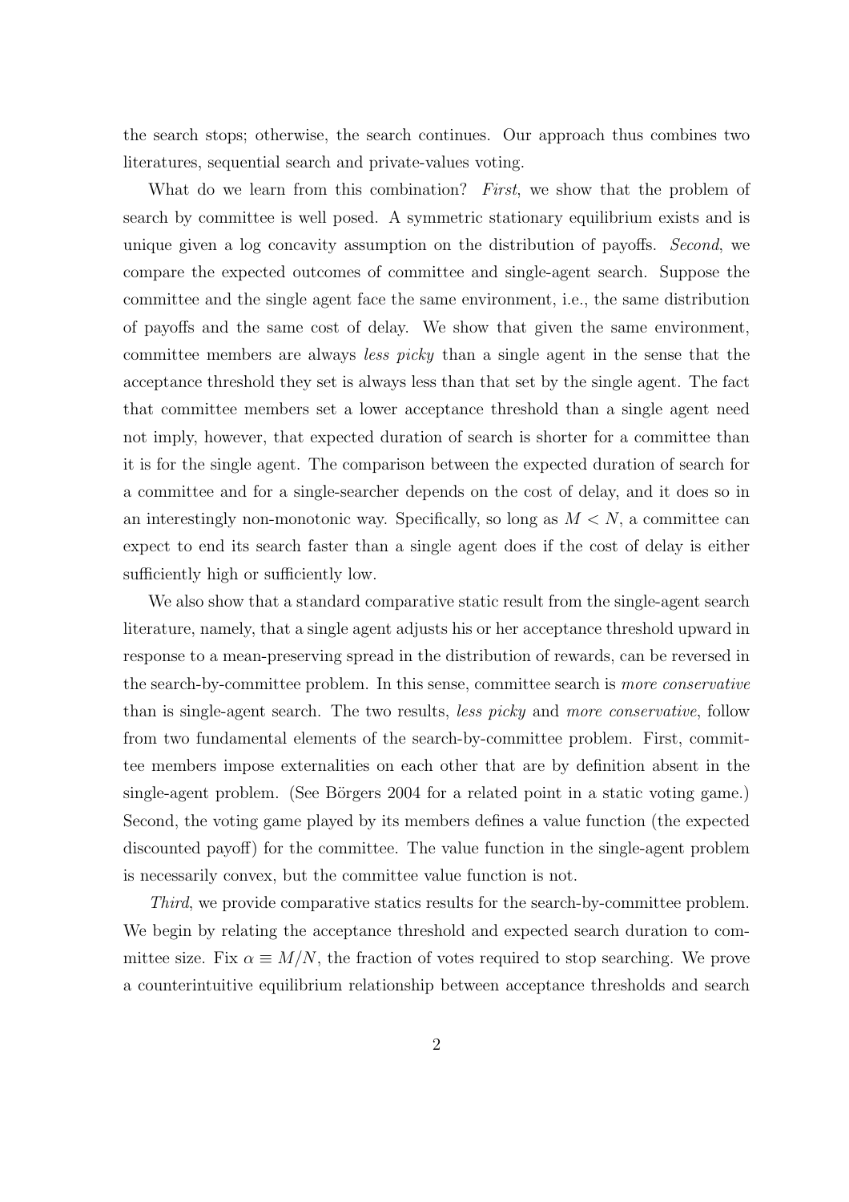the search stops; otherwise, the search continues. Our approach thus combines two literatures, sequential search and private-values voting.

What do we learn from this combination? *First*, we show that the problem of search by committee is well posed. A symmetric stationary equilibrium exists and is unique given a log concavity assumption on the distribution of payoffs. *Second*, we compare the expected outcomes of committee and single-agent search. Suppose the committee and the single agent face the same environment, i.e., the same distribution of payoffs and the same cost of delay. We show that given the same environment, committee members are always *less picky* than a single agent in the sense that the acceptance threshold they set is always less than that set by the single agent. The fact that committee members set a lower acceptance threshold than a single agent need not imply, however, that expected duration of search is shorter for a committee than it is for the single agent. The comparison between the expected duration of search for a committee and for a single-searcher depends on the cost of delay, and it does so in an interestingly non-monotonic way. Specifically, so long as $M < N$, a committee can expect to end its search faster than a single agent does if the cost of delay is either sufficiently high or sufficiently low.

We also show that a standard comparative static result from the single-agent search literature, namely, that a single agent adjusts his or her acceptance threshold upward in response to a mean-preserving spread in the distribution of rewards, can be reversed in the search-by-committee problem. In this sense, committee search is *more conservative* than is single-agent search. The two results, *less picky* and *more conservative*, follow from two fundamental elements of the search-by-committee problem. First, committee members impose externalities on each other that are by definition absent in the single-agent problem. (See Börgers 2004 for a related point in a static voting game.) Second, the voting game played by its members defines a value function (the expected discounted payoff) for the committee. The value function in the single-agent problem is necessarily convex, but the committee value function is not.

*Third*, we provide comparative statics results for the search-by-committee problem. We begin by relating the acceptance threshold and expected search duration to committee size. Fix $\alpha \equiv M/N$, the fraction of votes required to stop searching. We prove a counterintuitive equilibrium relationship between acceptance thresholds and search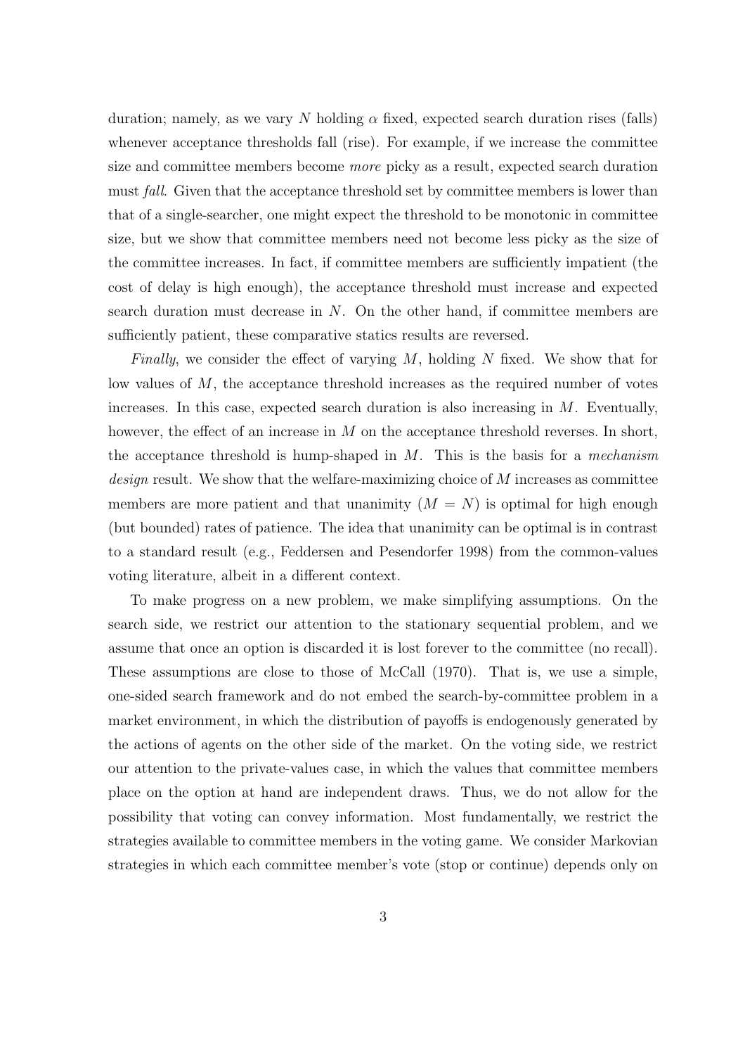duration; namely, as we vary $N$ holding $\alpha$ fixed, expected search duration rises (falls) whenever acceptance thresholds fall (rise). For example, if we increase the committee size and committee members become *more* picky as a result, expected search duration must *fall*. Given that the acceptance threshold set by committee members is lower than that of a single-searcher, one might expect the threshold to be monotonic in committee size, but we show that committee members need not become less picky as the size of the committee increases. In fact, if committee members are sufficiently impatient (the cost of delay is high enough), the acceptance threshold must increase and expected search duration must decrease in $N$. On the other hand, if committee members are sufficiently patient, these comparative statics results are reversed.

*Finally*, we consider the effect of varying $M$, holding $N$ fixed. We show that for low values of $M$, the acceptance threshold increases as the required number of votes increases. In this case, expected search duration is also increasing in $M$. Eventually, however, the effect of an increase in $M$ on the acceptance threshold reverses. In short, the acceptance threshold is hump-shaped in $M$. This is the basis for a *mechanism design* result. We show that the welfare-maximizing choice of $M$ increases as committee members are more patient and that unanimity ($M = N$) is optimal for high enough (but bounded) rates of patience. The idea that unanimity can be optimal is in contrast to a standard result (e.g., Feddersen and Pesendorfer 1998) from the common-values voting literature, albeit in a different context.

To make progress on a new problem, we make simplifying assumptions. On the search side, we restrict our attention to the stationary sequential problem, and we assume that once an option is discarded it is lost forever to the committee (no recall). These assumptions are close to those of McCall (1970). That is, we use a simple, one-sided search framework and do not embed the search-by-committee problem in a market environment, in which the distribution of payoffs is endogenously generated by the actions of agents on the other side of the market. On the voting side, we restrict our attention to the private-values case, in which the values that committee members place on the option at hand are independent draws. Thus, we do not allow for the possibility that voting can convey information. Most fundamentally, we restrict the strategies available to committee members in the voting game. We consider Markovian strategies in which each committee member's vote (stop or continue) depends only on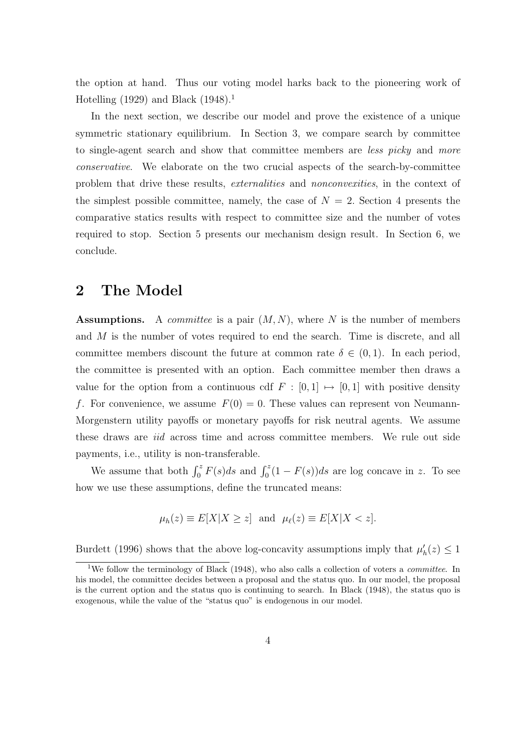the option at hand. Thus our voting model harks back to the pioneering work of Hotelling (1929) and Black (1948).[1]

In the next section, we describe our model and prove the existence of a unique symmetric stationary equilibrium. In Section 3, we compare search by committee to single-agent search and show that committee members are *less picky* and *more conservative*. We elaborate on the two crucial aspects of the search-by-committee problem that drive these results, *externalities* and *nonconvexities*, in the context of the simplest possible committee, namely, the case of $N = 2$. Section 4 presents the comparative statics results with respect to committee size and the number of votes required to stop. Section 5 presents our mechanism design result. In Section 6, we conclude.

## 2 The Model

**Assumptions.** A *committee* is a pair $(M, N)$, where $N$ is the number of members and $M$ is the number of votes required to end the search. Time is discrete, and all committee members discount the future at common rate $\delta \in (0, 1)$. In each period, the committee is presented with an option. Each committee member then draws a value for the option from a continuous cdf $F : [0, 1] \mapsto [0, 1]$ with positive density $f$. For convenience, we assume $F(0) = 0$. These values can represent von Neumann-Morgenstern utility payoffs or monetary payoffs for risk neutral agents. We assume these draws are *iid* across time and across committee members. We rule out side payments, i.e., utility is non-transferable.

We assume that both $\int_0^z F(s)ds$ and $\int_0^z (1 - F(s))ds$ are log concave in $z$. To see how we use these assumptions, define the truncated means:

$$\mu_h(z) \equiv E[X|X \geq z] \text{ and } \mu_\ell(z) \equiv E[X|X < z].$$

Burdett (1996) shows that the above log-concavity assumptions imply that $\mu_h'(z) \leq 1$

[1] We follow the terminology of Black (1948), who also calls a collection of voters a *committee*. In his model, the committee decides between a proposal and the status quo. In our model, the proposal is the current option and the status quo is continuing to search. In Black (1948), the status quo is exogenous, while the value of the "status quo" is endogenous in our model.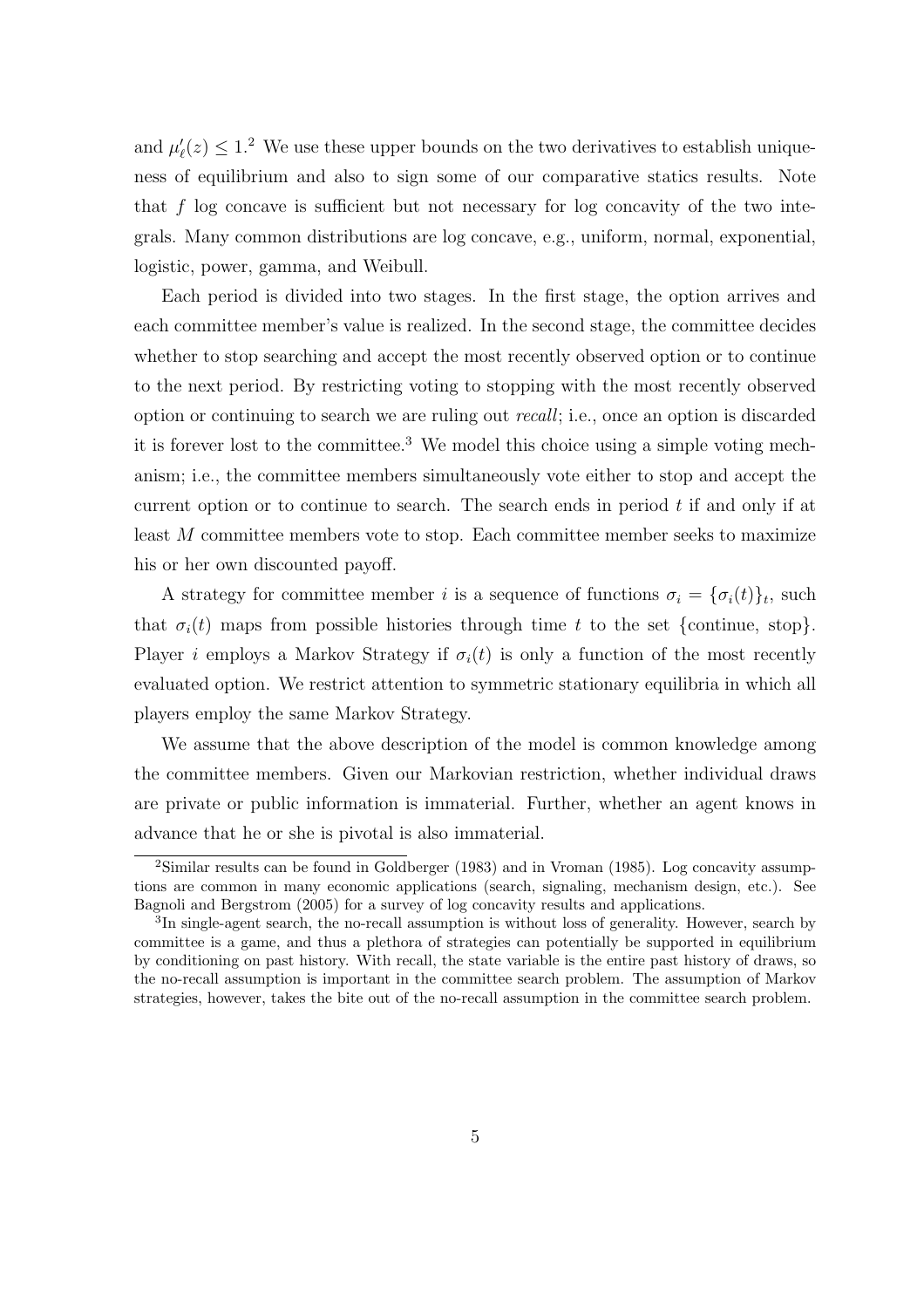and $\mu_\ell'(z) \leq 1$.[2] We use these upper bounds on the two derivatives to establish uniqueness of equilibrium and also to sign some of our comparative statics results. Note that $f$ log concave is sufficient but not necessary for log concavity of the two integrals. Many common distributions are log concave, e.g., uniform, normal, exponential, logistic, power, gamma, and Weibull.

Each period is divided into two stages. In the first stage, the option arrives and each committee member's value is realized. In the second stage, the committee decides whether to stop searching and accept the most recently observed option or to continue to the next period. By restricting voting to stopping with the most recently observed option or continuing to search we are ruling out *recall*; i.e., once an option is discarded it is forever lost to the committee.[3] We model this choice using a simple voting mechanism; i.e., the committee members simultaneously vote either to stop and accept the current option or to continue to search. The search ends in period $t$ if and only if at least $M$ committee members vote to stop. Each committee member seeks to maximize his or her own discounted payoff.

A strategy for committee member $i$ is a sequence of functions $\sigma_i = \{\sigma_i(t)\}_t$, such that $\sigma_i(t)$ maps from possible histories through time $t$ to the set {continue, stop}. Player $i$ employs a Markov Strategy if $\sigma_i(t)$ is only a function of the most recently evaluated option. We restrict attention to symmetric stationary equilibria in which all players employ the same Markov Strategy.

We assume that the above description of the model is common knowledge among the committee members. Given our Markovian restriction, whether individual draws are private or public information is immaterial. Further, whether an agent knows in advance that he or she is pivotal is also immaterial.

---

[2] Similar results can be found in Goldberger (1983) and in Vroman (1985). Log concavity assumptions are common in many economic applications (search, signaling, mechanism design, etc.). See Bagnoli and Bergstrom (2005) for a survey of log concavity results and applications.

[3] In single-agent search, the no-recall assumption is without loss of generality. However, search by committee is a game, and thus a plethora of strategies can potentially be supported in equilibrium by conditioning on past history. With recall, the state variable is the entire past history of draws, so the no-recall assumption is important in the committee search problem. The assumption of Markov strategies, however, takes the bite out of the no-recall assumption in the committee search problem.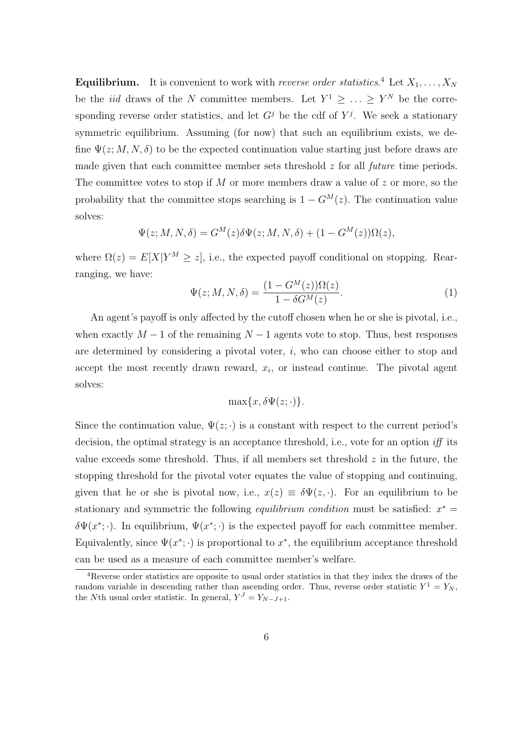**Equilibrium.** It is convenient to work with *reverse order statistics*.[4] Let $X_1, \ldots, X_N$ be the *iid* draws of the $N$ committee members. Let $Y^1 \geq \ldots \geq Y^N$ be the corresponding reverse order statistics, and let $G^j$ be the cdf of $Y^j$. We seek a stationary symmetric equilibrium. Assuming (for now) that such an equilibrium exists, we define $\Psi(z; M, N, \delta)$ to be the expected continuation value starting just before draws are made given that each committee member sets threshold $z$ for all *future* time periods. The committee votes to stop if $M$ or more members draw a value of $z$ or more, so the probability that the committee stops searching is $1 - G^M(z)$. The continuation value solves:

$$\Psi(z; M, N, \delta) = G^M(z)\delta\Psi(z; M, N, \delta) + (1 - G^M(z))\Omega(z),$$

where $\Omega(z) = E[X|Y^M \geq z]$, i.e., the expected payoff conditional on stopping. Rearranging, we have:

$$\Psi(z; M, N, \delta) = \frac{(1 - G^M(z))\Omega(z)}{1 - \delta G^M(z)}. \tag{1}$$

An agent's payoff is only affected by the cutoff chosen when he or she is pivotal, i.e., when exactly $M - 1$ of the remaining $N - 1$ agents vote to stop. Thus, best responses are determined by considering a pivotal voter, $i$, who can choose either to stop and accept the most recently drawn reward, $x_i$, or instead continue. The pivotal agent solves:

$$\max\{x, \delta\Psi(z; \cdot)\}.$$

Since the continuation value, $\Psi(z; \cdot)$ is a constant with respect to the current period's decision, the optimal strategy is an acceptance threshold, i.e., vote for an option *iff* its value exceeds some threshold. Thus, if all members set threshold $z$ in the future, the stopping threshold for the pivotal voter equates the value of stopping and continuing, given that he or she is pivotal now, i.e., $x(z) \equiv \delta\Psi(z, \cdot)$. For an equilibrium to be stationary and symmetric the following *equilibrium condition* must be satisfied: $x^* = \delta\Psi(x^*; \cdot)$. In equilibrium, $\Psi(x^*; \cdot)$ is the expected payoff for each committee member. Equivalently, since $\Psi(x^*; \cdot)$ is proportional to $x^*$, the equilibrium acceptance threshold can be used as a measure of each committee member's welfare.

---

[4] Reverse order statistics are opposite to usual order statistics in that they index the draws of the random variable in descending rather than ascending order. Thus, reverse order statistic $Y^1 = Y_N$, the $N$th usual order statistic. In general, $Y^J = Y_{N-J+1}$.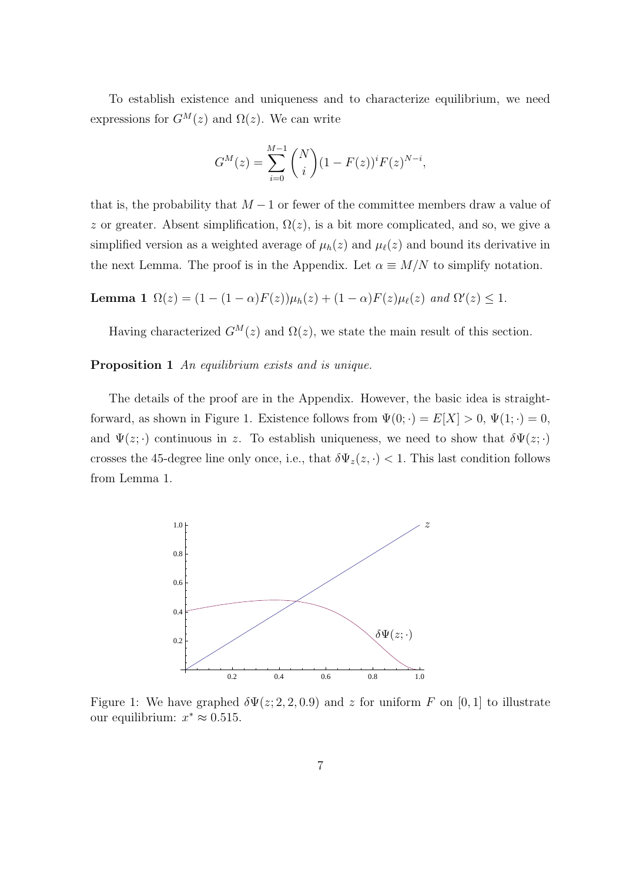To establish existence and uniqueness and to characterize equilibrium, we need expressions for $G^M(z)$ and $\Omega(z)$. We can write

$$G^M(z) = \sum_{i=0}^{M-1} \binom{N}{i} (1 - F(z))^i F(z)^{N-i},$$

that is, the probability that $M - 1$ or fewer of the committee members draw a value of $z$ or greater. Absent simplification, $\Omega(z)$, is a bit more complicated, and so, we give a simplified version as a weighted average of $\mu_h(z)$ and $\mu_\ell(z)$ and bound its derivative in the next Lemma. The proof is in the Appendix. Let $\alpha \equiv M/N$ to simplify notation.

**Lemma 1** *$\Omega(z) = (1 - (1 - \alpha)F(z))\mu_h(z) + (1 - \alpha)F(z)\mu_\ell(z)$ and $\Omega'(z) \leq 1$.*

Having characterized $G^M(z)$ and $\Omega(z)$, we state the main result of this section.

**Proposition 1** *An equilibrium exists and is unique.*

The details of the proof are in the Appendix. However, the basic idea is straightforward, as shown in Figure 1. Existence follows from $\Psi(0; \cdot) = E[X] > 0$, $\Psi(1; \cdot) = 0$, and $\Psi(z; \cdot)$ continuous in $z$. To establish uniqueness, we need to show that $\delta\Psi(z; \cdot)$ crosses the 45-degree line only once, i.e., that $\delta\Psi_z(z, \cdot) < 1$. This last condition follows from Lemma 1.

Figure 1: We have graphed $\delta\Psi(z; 2, 2, 0.9)$ and $z$ for uniform $F$ on $[0, 1]$ to illustrate our equilibrium: $x^* \approx 0.515$.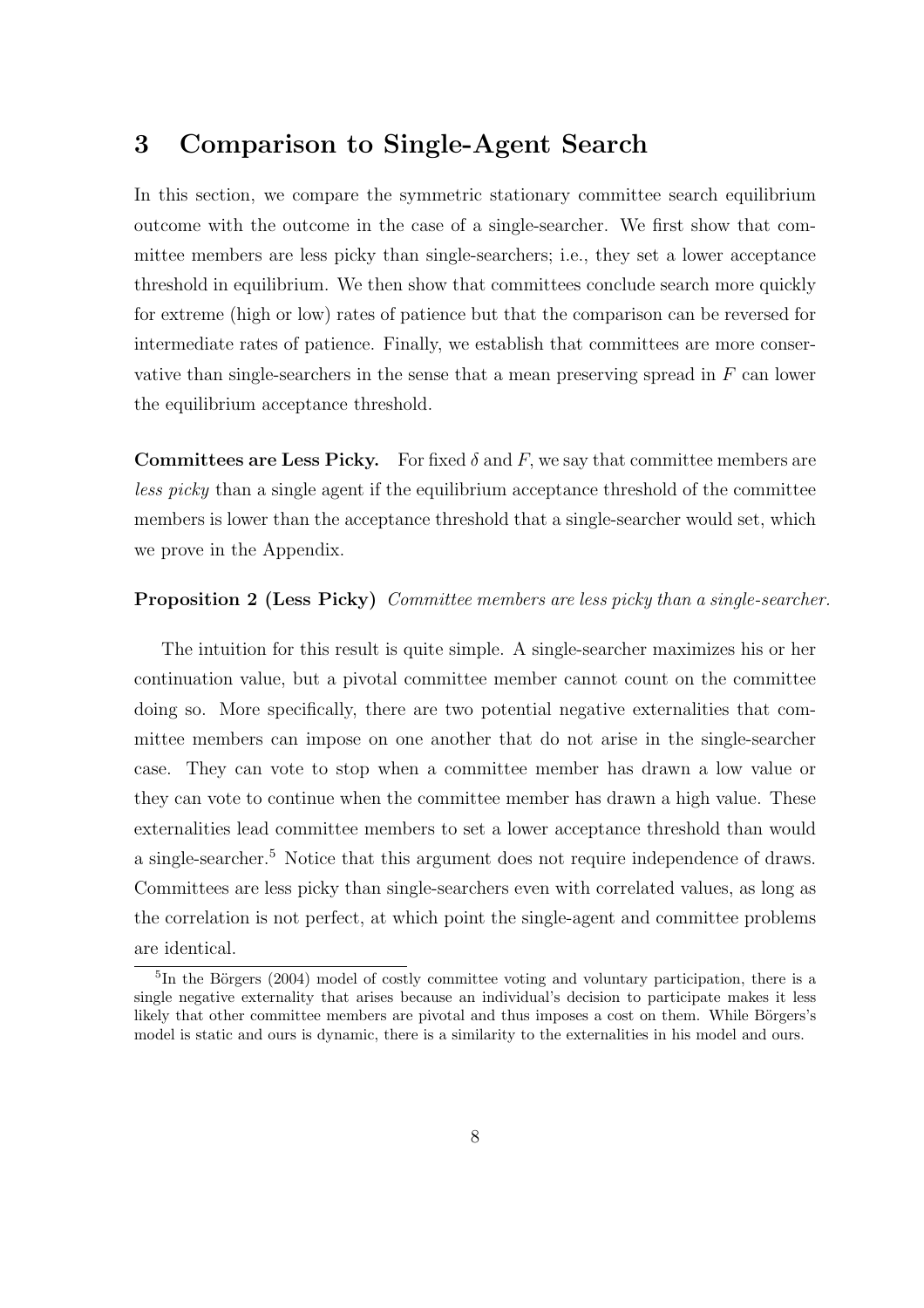## 3 Comparison to Single-Agent Search

In this section, we compare the symmetric stationary committee search equilibrium outcome with the outcome in the case of a single-searcher. We first show that committee members are less picky than single-searchers; i.e., they set a lower acceptance threshold in equilibrium. We then show that committees conclude search more quickly for extreme (high or low) rates of patience but that the comparison can be reversed for intermediate rates of patience. Finally, we establish that committees are more conservative than single-searchers in the sense that a mean preserving spread in $F$ can lower the equilibrium acceptance threshold.

**Committees are Less Picky.** For fixed $\delta$ and $F$, we say that committee members are *less picky* than a single agent if the equilibrium acceptance threshold of the committee members is lower than the acceptance threshold that a single-searcher would set, which we prove in the Appendix.

**Proposition 2 (Less Picky)** *Committee members are less picky than a single-searcher.*

The intuition for this result is quite simple. A single-searcher maximizes his or her continuation value, but a pivotal committee member cannot count on the committee doing so. More specifically, there are two potential negative externalities that committee members can impose on one another that do not arise in the single-searcher case. They can vote to stop when a committee member has drawn a low value or they can vote to continue when the committee member has drawn a high value. These externalities lead committee members to set a lower acceptance threshold than would a single-searcher.[5] Notice that this argument does not require independence of draws. Committees are less picky than single-searchers even with correlated values, as long as the correlation is not perfect, at which point the single-agent and committee problems are identical.

[5] In the Börgers (2004) model of costly committee voting and voluntary participation, there is a single negative externality that arises because an individual's decision to participate makes it less likely that other committee members are pivotal and thus imposes a cost on them. While Börgers's model is static and ours is dynamic, there is a similarity to the externalities in his model and ours.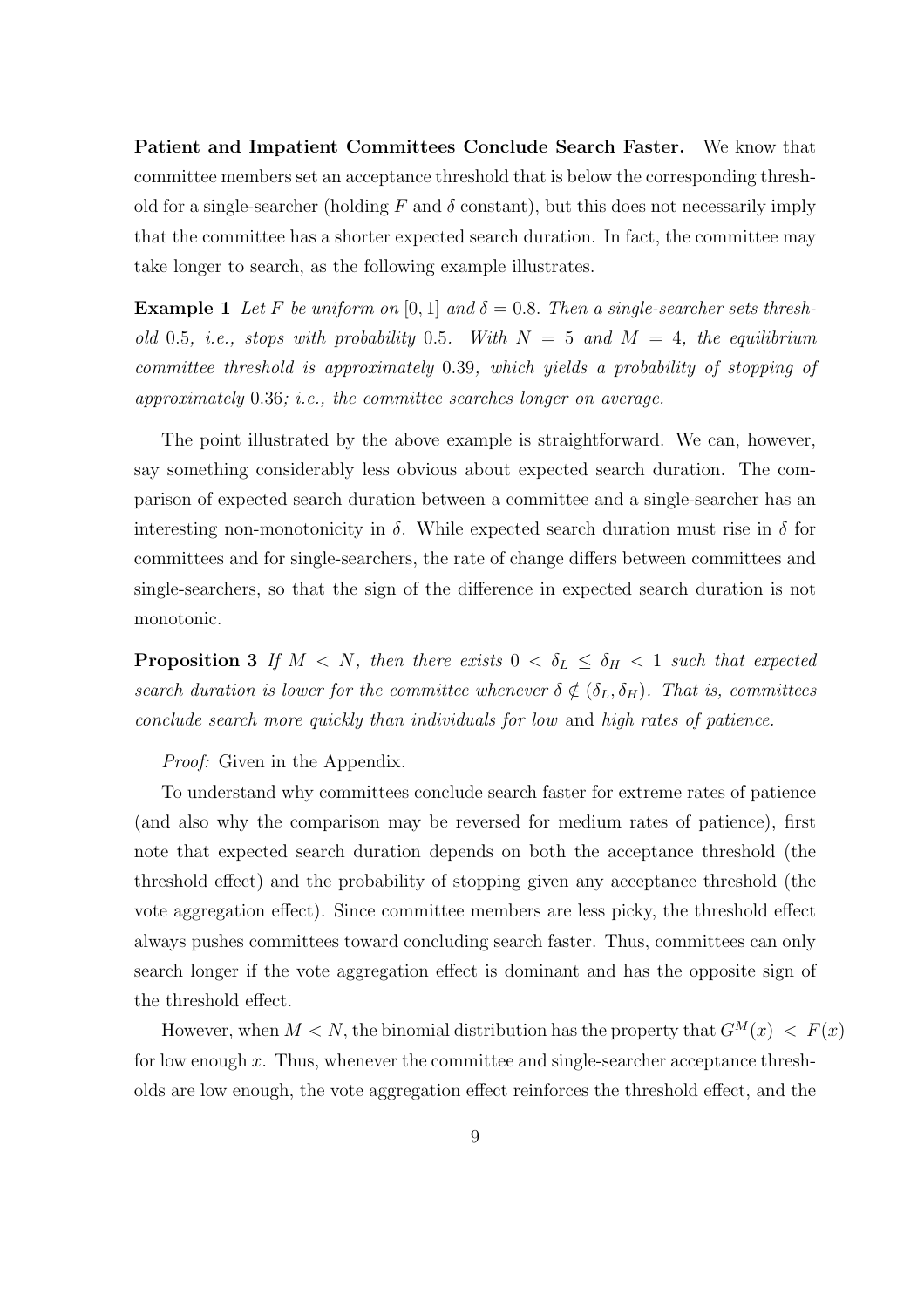**Patient and Impatient Committees Conclude Search Faster.** We know that committee members set an acceptance threshold that is below the corresponding threshold for a single-searcher (holding $F$ and $\delta$ constant), but this does not necessarily imply that the committee has a shorter expected search duration. In fact, the committee may take longer to search, as the following example illustrates.

**Example 1** *Let $F$ be uniform on $[0, 1]$ and $\delta = 0.8$. Then a single-searcher sets threshold 0.5, i.e., stops with probability 0.5. With $N = 5$ and $M = 4$, the equilibrium committee threshold is approximately 0.39, which yields a probability of stopping of approximately 0.36; i.e., the committee searches longer on average.*

The point illustrated by the above example is straightforward. We can, however, say something considerably less obvious about expected search duration. The comparison of expected search duration between a committee and a single-searcher has an interesting non-monotonicity in $\delta$. While expected search duration must rise in $\delta$ for committees and for single-searchers, the rate of change differs between committees and single-searchers, so that the sign of the difference in expected search duration is not monotonic.

**Proposition 3** *If $M < N$, then there exists $0 < \delta_L \leq \delta_H < 1$ such that expected search duration is lower for the committee whenever $\delta \notin (\delta_L, \delta_H)$. That is, committees conclude search more quickly than individuals for low* and *high rates of patience.*

*Proof:* Given in the Appendix.

To understand why committees conclude search faster for extreme rates of patience (and also why the comparison may be reversed for medium rates of patience), first note that expected search duration depends on both the acceptance threshold (the threshold effect) and the probability of stopping given any acceptance threshold (the vote aggregation effect). Since committee members are less picky, the threshold effect always pushes committees toward concluding search faster. Thus, committees can only search longer if the vote aggregation effect is dominant and has the opposite sign of the threshold effect.

However, when $M < N$, the binomial distribution has the property that $G^M(x) < F(x)$ for low enough $x$. Thus, whenever the committee and single-searcher acceptance thresholds are low enough, the vote aggregation effect reinforces the threshold effect, and the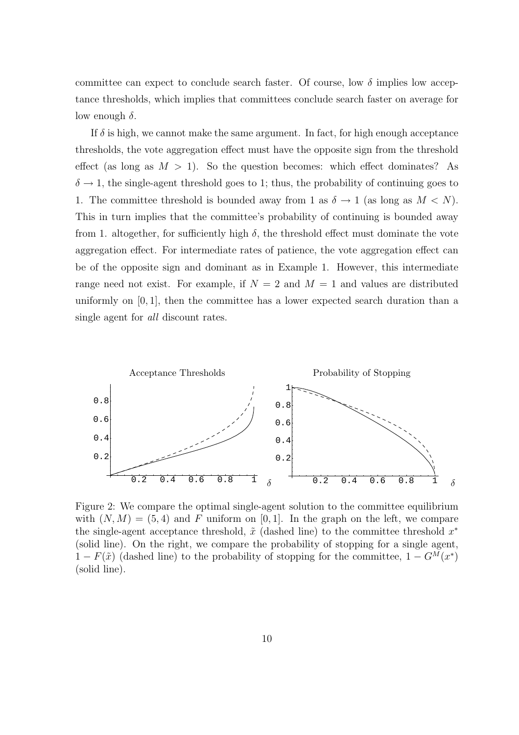committee can expect to conclude search faster. Of course, low $\delta$ implies low acceptance thresholds, which implies that committees conclude search faster on average for low enough $\delta$.

If $\delta$ is high, we cannot make the same argument. In fact, for high enough acceptance thresholds, the vote aggregation effect must have the opposite sign from the threshold effect (as long as $M > 1$). So the question becomes: which effect dominates? As $\delta \to 1$, the single-agent threshold goes to 1; thus, the probability of continuing goes to 1. The committee threshold is bounded away from 1 as $\delta \to 1$ (as long as $M < N$). This in turn implies that the committee's probability of continuing is bounded away from 1. altogether, for sufficiently high $\delta$, the threshold effect must dominate the vote aggregation effect. For intermediate rates of patience, the vote aggregation effect can be of the opposite sign and dominant as in Example 1. However, this intermediate range need not exist. For example, if $N = 2$ and $M = 1$ and values are distributed uniformly on $[0, 1]$, then the committee has a lower expected search duration than a single agent for *all* discount rates.

Figure 2: We compare the optimal single-agent solution to the committee equilibrium with $(N, M) = (5, 4)$ and $F$ uniform on $[0, 1]$. In the graph on the left, we compare the single-agent acceptance threshold, $\tilde{x}$ (dashed line) to the committee threshold $x^*$ (solid line). On the right, we compare the probability of stopping for a single agent, $1 - F(\tilde{x})$ (dashed line) to the probability of stopping for the committee, $1 - G^M(x^*)$ (solid line).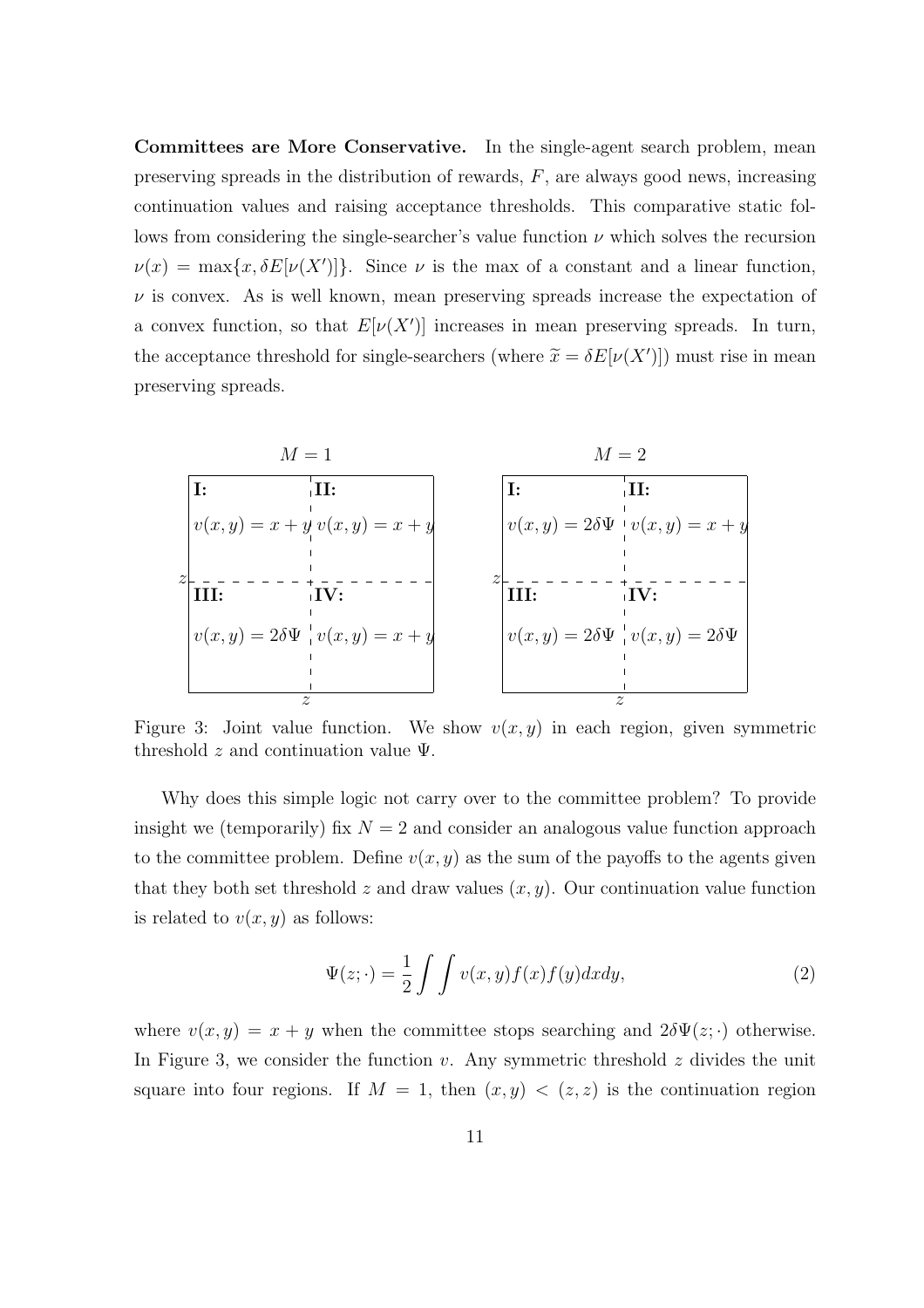**Committees are More Conservative.** In the single-agent search problem, mean preserving spreads in the distribution of rewards, $F$, are always good news, increasing continuation values and raising acceptance thresholds. This comparative static follows from considering the single-searcher's value function $\nu$ which solves the recursion $\nu(x) = \max\{x, \delta E[\nu(X')]\}$. Since $\nu$ is the max of a constant and a linear function, $\nu$ is convex. As is well known, mean preserving spreads increase the expectation of a convex function, so that $E[\nu(X')]$ increases in mean preserving spreads. In turn, the acceptance threshold for single-searchers (where $\widetilde{x} = \delta E[\nu(X')]$) must rise in mean preserving spreads.

| $M = 1$ | |
|---|---|
| **I:** $v(x, y) = x + y$ | **II:** $v(x, y) = x + y$ |
| **III:** $v(x, y) = 2\delta\Psi$ | **IV:** $v(x, y) = x + y$ |

| $M = 2$ | |
|---|---|
| **I:** $v(x, y) = 2\delta\Psi$ | **II:** $v(x, y) = x + y$ |
| **III:** $v(x, y) = 2\delta\Psi$ | **IV:** $v(x, y) = 2\delta\Psi$ |

Figure 3: Joint value function. We show $v(x, y)$ in each region, given symmetric threshold $z$ and continuation value $\Psi$.

Why does this simple logic not carry over to the committee problem? To provide insight we (temporarily) fix $N = 2$ and consider an analogous value function approach to the committee problem. Define $v(x, y)$ as the sum of the payoffs to the agents given that they both set threshold $z$ and draw values $(x, y)$. Our continuation value function is related to $v(x, y)$ as follows:

$$\Psi(z; \cdot) = \frac{1}{2} \int \int v(x, y) f(x) f(y) dx dy, \tag{2}$$

where $v(x, y) = x + y$ when the committee stops searching and $2\delta\Psi(z; \cdot)$ otherwise. In Figure 3, we consider the function $v$. Any symmetric threshold $z$ divides the unit square into four regions. If $M = 1$, then $(x, y) < (z, z)$ is the continuation region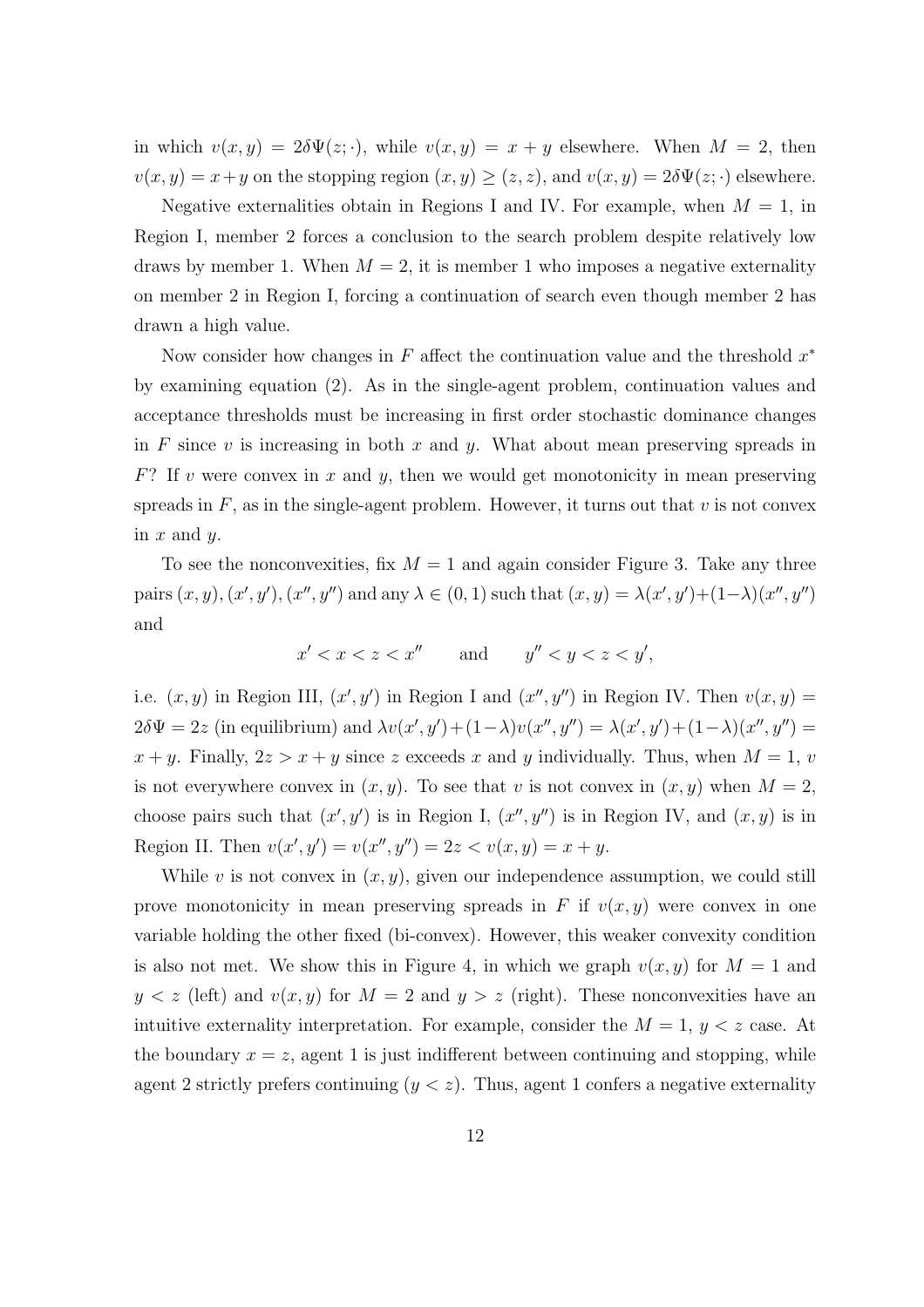in which $v(x, y) = 2\delta\Psi(z; \cdot)$, while $v(x, y) = x + y$ elsewhere. When $M = 2$, then $v(x, y) = x+y$ on the stopping region $(x, y) \geq (z, z)$, and $v(x, y) = 2\delta\Psi(z; \cdot)$ elsewhere.

Negative externalities obtain in Regions I and IV. For example, when $M = 1$, in Region I, member 2 forces a conclusion to the search problem despite relatively low draws by member 1. When $M = 2$, it is member 1 who imposes a negative externality on member 2 in Region I, forcing a continuation of search even though member 2 has drawn a high value.

Now consider how changes in $F$ affect the continuation value and the threshold $x^*$ by examining equation (2). As in the single-agent problem, continuation values and acceptance thresholds must be increasing in first order stochastic dominance changes in $F$ since $v$ is increasing in both $x$ and $y$. What about mean preserving spreads in $F$? If $v$ were convex in $x$ and $y$, then we would get monotonicity in mean preserving spreads in $F$, as in the single-agent problem. However, it turns out that $v$ is not convex in $x$ and $y$.

To see the nonconvexities, fix $M = 1$ and again consider Figure 3. Take any three pairs $(x, y), (x', y'), (x'', y'')$ and any $\lambda \in (0, 1)$ such that $(x, y) = \lambda(x', y')+(1-\lambda)(x'', y'')$ and

$$x' < x < z < x'' \qquad \text{and} \qquad y'' < y < z < y',$$

i.e. $(x, y)$ in Region III, $(x', y')$ in Region I and $(x'', y'')$ in Region IV. Then $v(x, y) = 2\delta\Psi = 2z$ (in equilibrium) and $\lambda v(x', y')+(1-\lambda)v(x'', y'') = \lambda(x', y')+(1-\lambda)(x'', y'') = x + y$. Finally, $2z > x + y$ since $z$ exceeds $x$ and $y$ individually. Thus, when $M = 1$, $v$ is not everywhere convex in $(x, y)$. To see that $v$ is not convex in $(x, y)$ when $M = 2$, choose pairs such that $(x', y')$ is in Region I, $(x'', y'')$ is in Region IV, and $(x, y)$ is in Region II. Then $v(x', y') = v(x'', y'') = 2z < v(x, y) = x + y$.

While $v$ is not convex in $(x, y)$, given our independence assumption, we could still prove monotonicity in mean preserving spreads in $F$ if $v(x, y)$ were convex in one variable holding the other fixed (bi-convex). However, this weaker convexity condition is also not met. We show this in Figure 4, in which we graph $v(x, y)$ for $M = 1$ and $y < z$ (left) and $v(x, y)$ for $M = 2$ and $y > z$ (right). These nonconvexities have an intuitive externality interpretation. For example, consider the $M = 1$, $y < z$ case. At the boundary $x = z$, agent 1 is just indifferent between continuing and stopping, while agent 2 strictly prefers continuing ($y < z$). Thus, agent 1 confers a negative externality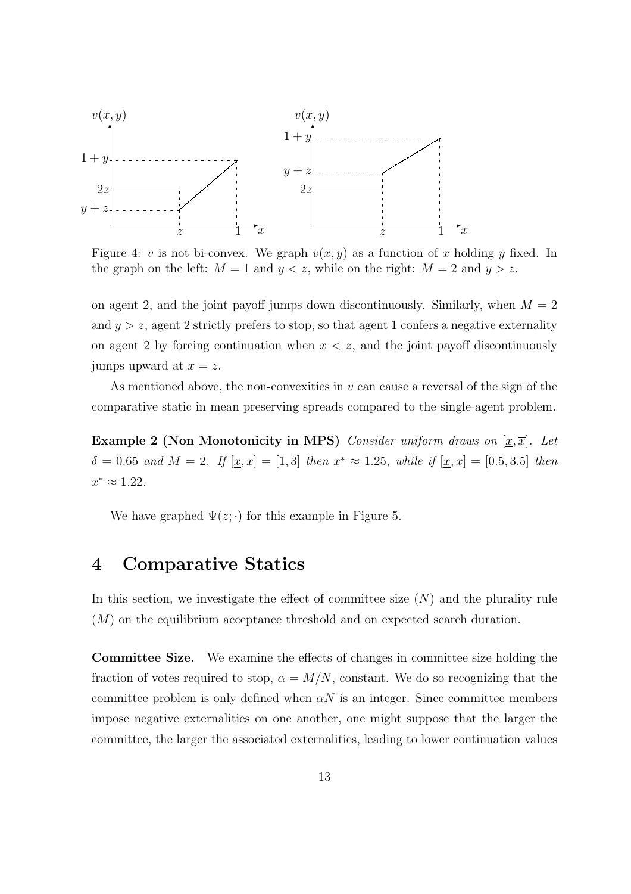Figure 4: $v$ is not bi-convex. We graph $v(x,y)$ as a function of $x$ holding $y$ fixed. In the graph on the left: $M = 1$ and $y < z$, while on the right: $M = 2$ and $y > z$.

on agent 2, and the joint payoff jumps down discontinuously. Similarly, when $M = 2$ and $y > z$, agent 2 strictly prefers to stop, so that agent 1 confers a negative externality on agent 2 by forcing continuation when $x < z$, and the joint payoff discontinuously jumps upward at $x = z$.

As mentioned above, the non-convexities in $v$ can cause a reversal of the sign of the comparative static in mean preserving spreads compared to the single-agent problem.

**Example 2 (Non Monotonicity in MPS)** *Consider uniform draws on* $[\underline{x}, \overline{x}]$. *Let* $\delta = 0.65$ *and* $M = 2$. *If* $[\underline{x}, \overline{x}] = [1, 3]$ *then* $x^* \approx 1.25$, *while if* $[\underline{x}, \overline{x}] = [0.5, 3.5]$ *then* $x^* \approx 1.22$.

We have graphed $\Psi(z; \cdot)$ for this example in Figure 5.

# 4 Comparative Statics

In this section, we investigate the effect of committee size ($N$) and the plurality rule ($M$) on the equilibrium acceptance threshold and on expected search duration.

**Committee Size.** We examine the effects of changes in committee size holding the fraction of votes required to stop, $\alpha = M/N$, constant. We do so recognizing that the committee problem is only defined when $\alpha N$ is an integer. Since committee members impose negative externalities on one another, one might suppose that the larger the committee, the larger the associated externalities, leading to lower continuation values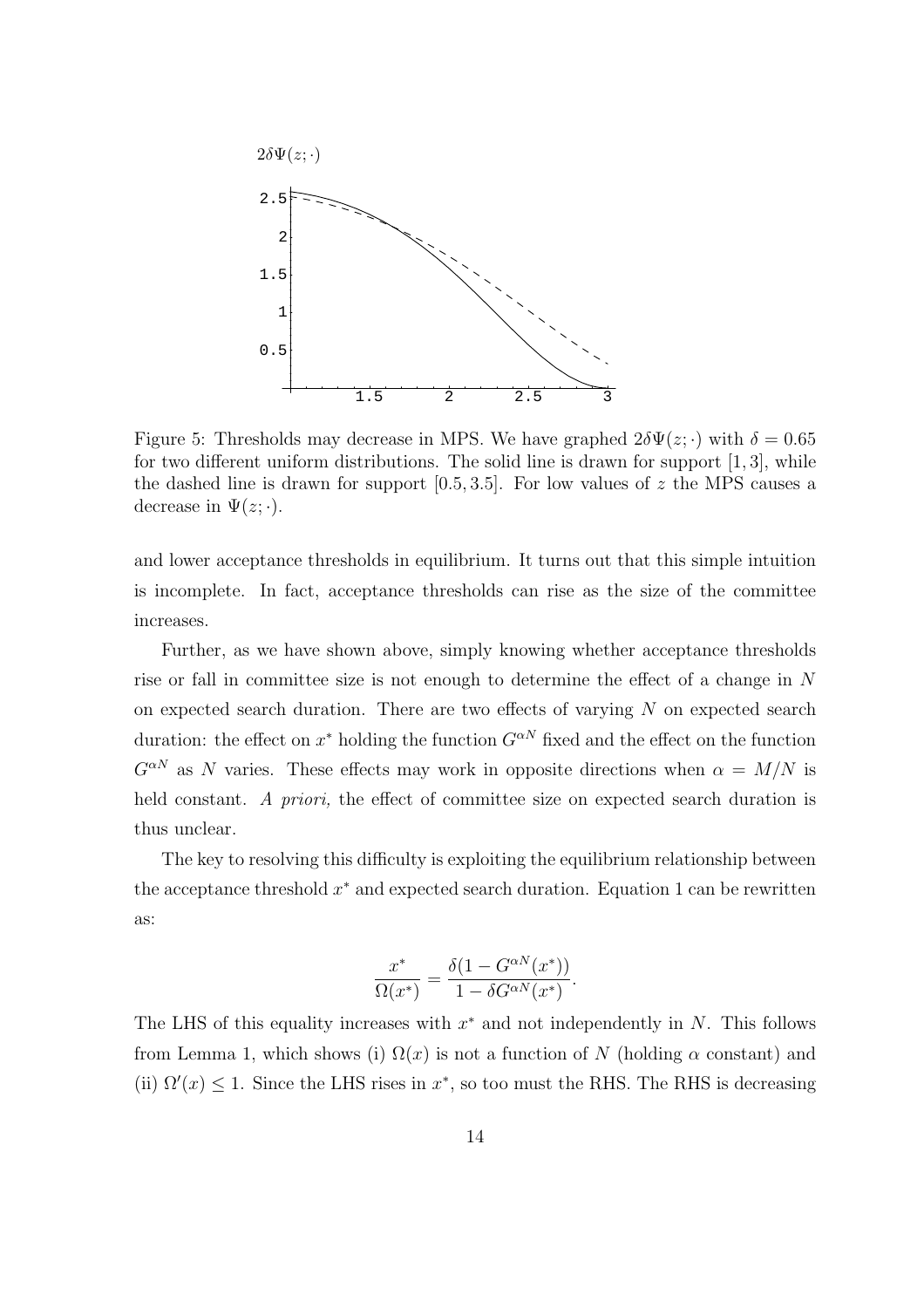Figure 5: Thresholds may decrease in MPS. We have graphed $2\delta\Psi(z;\cdot)$ with $\delta = 0.65$ for two different uniform distributions. The solid line is drawn for support $[1, 3]$, while the dashed line is drawn for support $[0.5, 3.5]$. For low values of $z$ the MPS causes a decrease in $\Psi(z;\cdot)$.

and lower acceptance thresholds in equilibrium. It turns out that this simple intuition is incomplete. In fact, acceptance thresholds can rise as the size of the committee increases.

Further, as we have shown above, simply knowing whether acceptance thresholds rise or fall in committee size is not enough to determine the effect of a change in $N$ on expected search duration. There are two effects of varying $N$ on expected search duration: the effect on $x^*$ holding the function $G^{\alpha N}$ fixed and the effect on the function $G^{\alpha N}$ as $N$ varies. These effects may work in opposite directions when $\alpha = M/N$ is held constant. *A priori,* the effect of committee size on expected search duration is thus unclear.

The key to resolving this difficulty is exploiting the equilibrium relationship between the acceptance threshold $x^*$ and expected search duration. Equation 1 can be rewritten as:

$$\frac{x^*}{\Omega(x^*)} = \frac{\delta(1 - G^{\alpha N}(x^*))}{1 - \delta G^{\alpha N}(x^*)}.$$

The LHS of this equality increases with $x^*$ and not independently in $N$. This follows from Lemma 1, which shows (i) $\Omega(x)$ is not a function of $N$ (holding $\alpha$ constant) and (ii) $\Omega'(x) \leq 1$. Since the LHS rises in $x^*$, so too must the RHS. The RHS is decreasing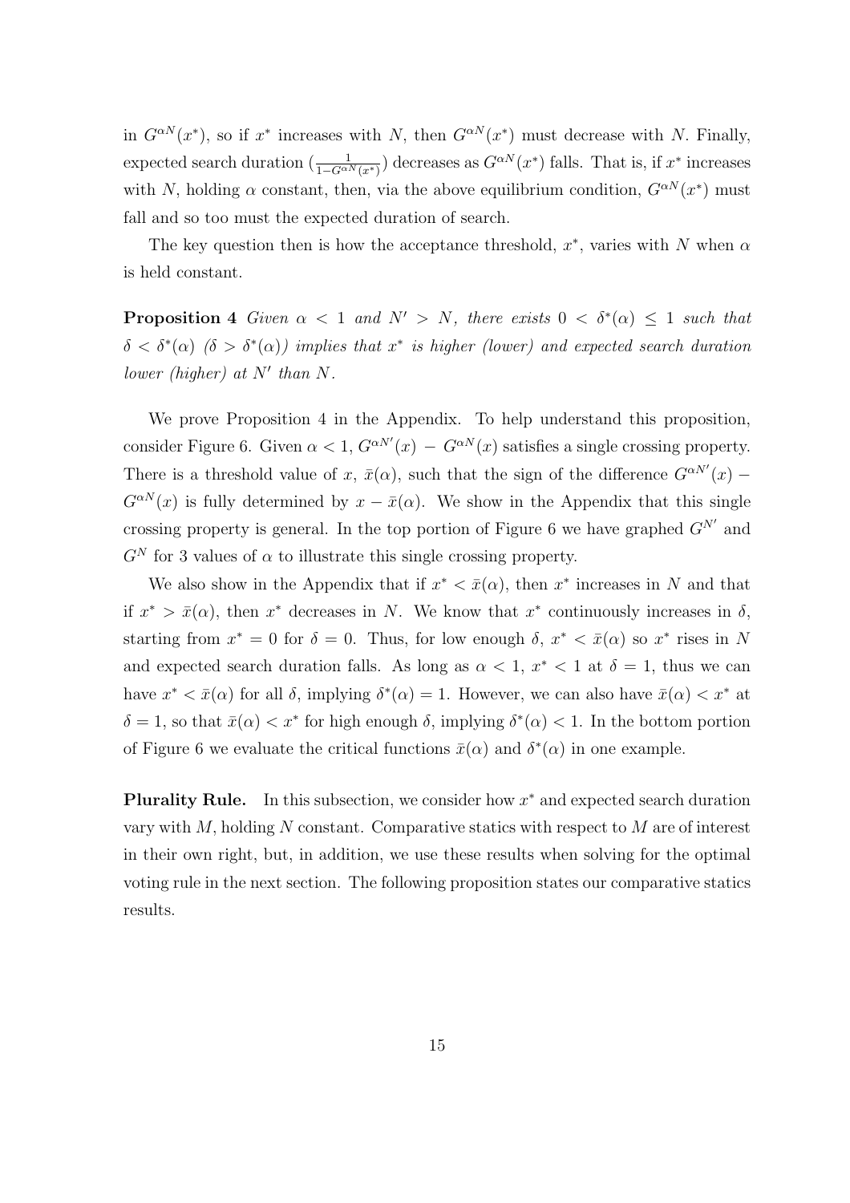in $G^{\alpha N}(x^*)$, so if $x^*$ increases with $N$, then $G^{\alpha N}(x^*)$ must decrease with $N$. Finally, expected search duration ($\frac{1}{1-G^{\alpha N}(x^*)}$) decreases as $G^{\alpha N}(x^*)$ falls. That is, if $x^*$ increases with $N$, holding $\alpha$ constant, then, via the above equilibrium condition, $G^{\alpha N}(x^*)$ must fall and so too must the expected duration of search.

The key question then is how the acceptance threshold, $x^*$, varies with $N$ when $\alpha$ is held constant.

**Proposition 4** *Given $\alpha < 1$ and $N' > N$, there exists $0 < \delta^*(\alpha) \leq 1$ such that $\delta < \delta^*(\alpha)$ ($\delta > \delta^*(\alpha)$) implies that $x^*$ is higher (lower) and expected search duration lower (higher) at $N'$ than $N$.*

We prove Proposition 4 in the Appendix. To help understand this proposition, consider Figure 6. Given $\alpha < 1$, $G^{\alpha N'}(x) - G^{\alpha N}(x)$ satisfies a single crossing property. There is a threshold value of $x$, $\bar{x}(\alpha)$, such that the sign of the difference $G^{\alpha N'}(x) - G^{\alpha N}(x)$ is fully determined by $x - \bar{x}(\alpha)$. We show in the Appendix that this single crossing property is general. In the top portion of Figure 6 we have graphed $G^{N'}$ and $G^{N}$ for 3 values of $\alpha$ to illustrate this single crossing property.

We also show in the Appendix that if $x^* < \bar{x}(\alpha)$, then $x^*$ increases in $N$ and that if $x^* > \bar{x}(\alpha)$, then $x^*$ decreases in $N$. We know that $x^*$ continuously increases in $\delta$, starting from $x^* = 0$ for $\delta = 0$. Thus, for low enough $\delta$, $x^* < \bar{x}(\alpha)$ so $x^*$ rises in $N$ and expected search duration falls. As long as $\alpha < 1$, $x^* < 1$ at $\delta = 1$, thus we can have $x^* < \bar{x}(\alpha)$ for all $\delta$, implying $\delta^*(\alpha) = 1$. However, we can also have $\bar{x}(\alpha) < x^*$ at $\delta = 1$, so that $\bar{x}(\alpha) < x^*$ for high enough $\delta$, implying $\delta^*(\alpha) < 1$. In the bottom portion of Figure 6 we evaluate the critical functions $\bar{x}(\alpha)$ and $\delta^*(\alpha)$ in one example.

**Plurality Rule.** In this subsection, we consider how $x^*$ and expected search duration vary with $M$, holding $N$ constant. Comparative statics with respect to $M$ are of interest in their own right, but, in addition, we use these results when solving for the optimal voting rule in the next section. The following proposition states our comparative statics results.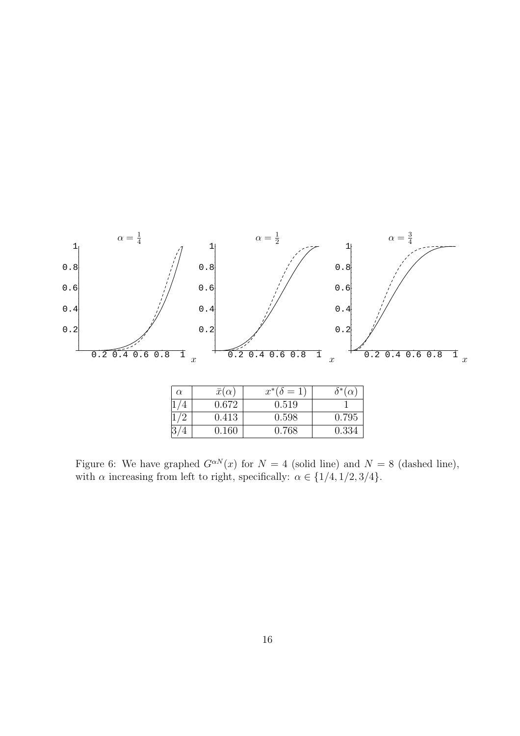| $\alpha$ | $\bar{x}(\alpha)$ | $x^*(\delta = 1)$ | $\delta^*(\alpha)$ |
|---|---|---|---|
| 1/4 | 0.672 | 0.519 | 1 |
| 1/2 | 0.413 | 0.598 | 0.795 |
| 3/4 | 0.160 | 0.768 | 0.334 |

Figure 6: We have graphed $G^{\alpha N}(x)$ for $N = 4$ (solid line) and $N = 8$ (dashed line), with $\alpha$ increasing from left to right, specifically: $\alpha \in \{1/4, 1/2, 3/4\}$.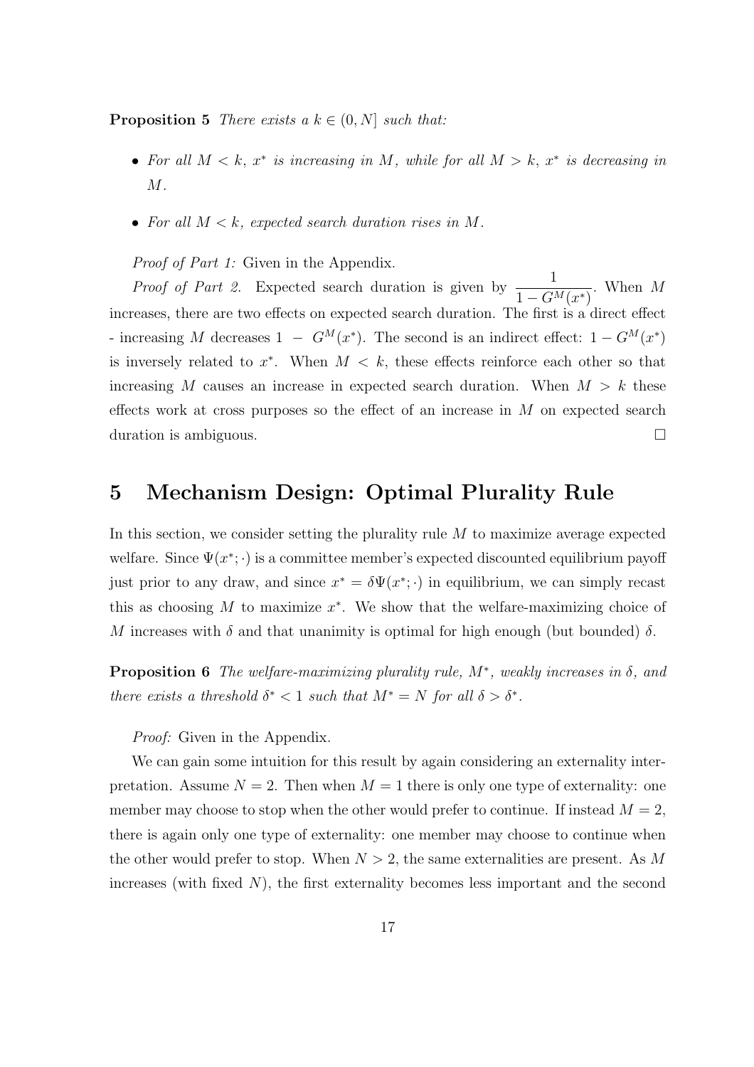**Proposition 5** *There exists a $k \in (0, N]$ such that:*

- *For all $M < k$, $x^*$ is increasing in $M$, while for all $M > k$, $x^*$ is decreasing in $M$.*
- *For all $M < k$, expected search duration rises in $M$.*

*Proof of Part 1:* Given in the Appendix.

*Proof of Part 2.* Expected search duration is given by $\dfrac{1}{1 - G^M(x^*)}$. When $M$ increases, there are two effects on expected search duration. The first is a direct effect - increasing $M$ decreases $1 - G^M(x^*)$. The second is an indirect effect: $1 - G^M(x^*)$ is inversely related to $x^*$. When $M < k$, these effects reinforce each other so that increasing $M$ causes an increase in expected search duration. When $M > k$ these effects work at cross purposes so the effect of an increase in $M$ on expected search duration is ambiguous. □

# 5 Mechanism Design: Optimal Plurality Rule

In this section, we consider setting the plurality rule $M$ to maximize average expected welfare. Since $\Psi(x^*; \cdot)$ is a committee member's expected discounted equilibrium payoff just prior to any draw, and since $x^* = \delta\Psi(x^*; \cdot)$ in equilibrium, we can simply recast this as choosing $M$ to maximize $x^*$. We show that the welfare-maximizing choice of $M$ increases with $\delta$ and that unanimity is optimal for high enough (but bounded) $\delta$.

**Proposition 6** *The welfare-maximizing plurality rule, $M^*$, weakly increases in $\delta$, and there exists a threshold $\delta^* < 1$ such that $M^* = N$ for all $\delta > \delta^*$.*

*Proof:* Given in the Appendix.

We can gain some intuition for this result by again considering an externality interpretation. Assume $N = 2$. Then when $M = 1$ there is only one type of externality: one member may choose to stop when the other would prefer to continue. If instead $M = 2$, there is again only one type of externality: one member may choose to continue when the other would prefer to stop. When $N > 2$, the same externalities are present. As $M$ increases (with fixed $N$), the first externality becomes less important and the second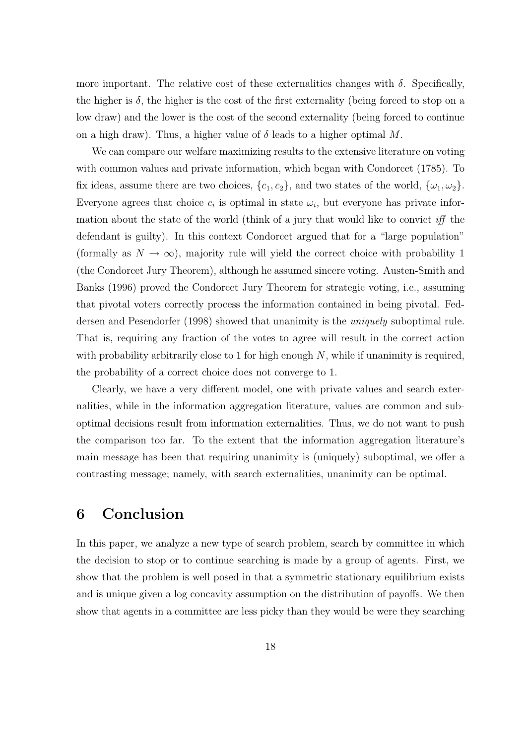more important. The relative cost of these externalities changes with $\delta$. Specifically, the higher is $\delta$, the higher is the cost of the first externality (being forced to stop on a low draw) and the lower is the cost of the second externality (being forced to continue on a high draw). Thus, a higher value of $\delta$ leads to a higher optimal $M$.

We can compare our welfare maximizing results to the extensive literature on voting with common values and private information, which began with Condorcet (1785). To fix ideas, assume there are two choices, $\{c_1, c_2\}$, and two states of the world, $\{\omega_1, \omega_2\}$. Everyone agrees that choice $c_i$ is optimal in state $\omega_i$, but everyone has private information about the state of the world (think of a jury that would like to convict *iff* the defendant is guilty). In this context Condorcet argued that for a "large population" (formally as $N \to \infty$), majority rule will yield the correct choice with probability 1 (the Condorcet Jury Theorem), although he assumed sincere voting. Austen-Smith and Banks (1996) proved the Condorcet Jury Theorem for strategic voting, i.e., assuming that pivotal voters correctly process the information contained in being pivotal. Feddersen and Pesendorfer (1998) showed that unanimity is the *uniquely* suboptimal rule. That is, requiring any fraction of the votes to agree will result in the correct action with probability arbitrarily close to 1 for high enough $N$, while if unanimity is required, the probability of a correct choice does not converge to 1.

Clearly, we have a very different model, one with private values and search externalities, while in the information aggregation literature, values are common and suboptimal decisions result from information externalities. Thus, we do not want to push the comparison too far. To the extent that the information aggregation literature's main message has been that requiring unanimity is (uniquely) suboptimal, we offer a contrasting message; namely, with search externalities, unanimity can be optimal.

# 6 Conclusion

In this paper, we analyze a new type of search problem, search by committee in which the decision to stop or to continue searching is made by a group of agents. First, we show that the problem is well posed in that a symmetric stationary equilibrium exists and is unique given a log concavity assumption on the distribution of payoffs. We then show that agents in a committee are less picky than they would be were they searching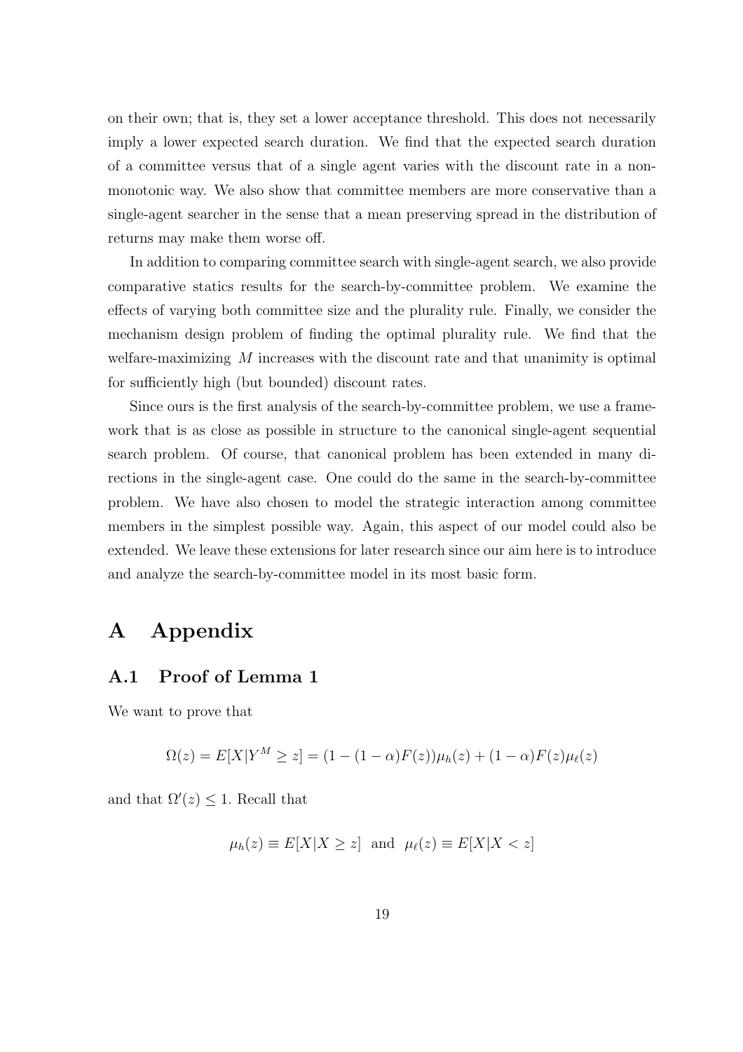on their own; that is, they set a lower acceptance threshold. This does not necessarily imply a lower expected search duration. We find that the expected search duration of a committee versus that of a single agent varies with the discount rate in a non-monotonic way. We also show that committee members are more conservative than a single-agent searcher in the sense that a mean preserving spread in the distribution of returns may make them worse off.

In addition to comparing committee search with single-agent search, we also provide comparative statics results for the search-by-committee problem. We examine the effects of varying both committee size and the plurality rule. Finally, we consider the mechanism design problem of finding the optimal plurality rule. We find that the welfare-maximizing $M$ increases with the discount rate and that unanimity is optimal for sufficiently high (but bounded) discount rates.

Since ours is the first analysis of the search-by-committee problem, we use a framework that is as close as possible in structure to the canonical single-agent sequential search problem. Of course, that canonical problem has been extended in many directions in the single-agent case. One could do the same in the search-by-committee problem. We have also chosen to model the strategic interaction among committee members in the simplest possible way. Again, this aspect of our model could also be extended. We leave these extensions for later research since our aim here is to introduce and analyze the search-by-committee model in its most basic form.

# A Appendix

## A.1 Proof of Lemma 1

We want to prove that

$$\Omega(z) = E[X|Y^M \geq z] = (1 - (1-\alpha)F(z))\mu_h(z) + (1-\alpha)F(z)\mu_\ell(z)$$

and that $\Omega'(z) \leq 1$. Recall that

$$\mu_h(z) \equiv E[X|X \geq z] \ \text{ and } \ \mu_\ell(z) \equiv E[X|X < z]$$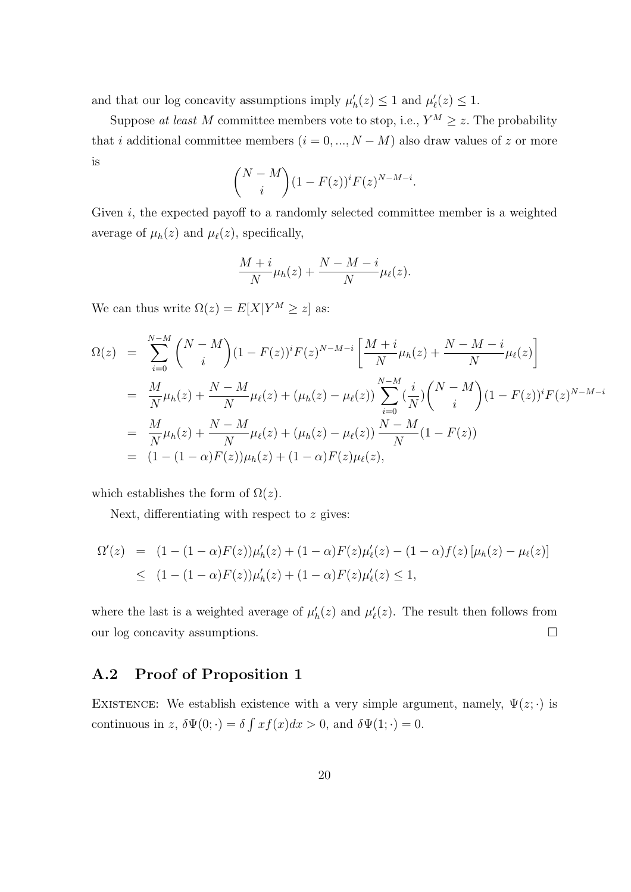and that our log concavity assumptions imply $\mu_h'(z) \leq 1$ and $\mu_\ell'(z) \leq 1$.

Suppose *at least* $M$ committee members vote to stop, i.e., $Y^M \geq z$. The probability that $i$ additional committee members ($i = 0, ..., N-M$) also draw values of $z$ or more is

$$\binom{N-M}{i}(1-F(z))^i F(z)^{N-M-i}.$$

Given $i$, the expected payoff to a randomly selected committee member is a weighted average of $\mu_h(z)$ and $\mu_\ell(z)$, specifically,

$$\frac{M+i}{N}\mu_h(z) + \frac{N-M-i}{N}\mu_\ell(z).$$

We can thus write $\Omega(z) = E[X|Y^M \geq z]$ as:

$$\begin{aligned}
\Omega(z) &= \sum_{i=0}^{N-M}\binom{N-M}{i}(1-F(z))^i F(z)^{N-M-i}\left[\frac{M+i}{N}\mu_h(z) + \frac{N-M-i}{N}\mu_\ell(z)\right] \\
&= \frac{M}{N}\mu_h(z) + \frac{N-M}{N}\mu_\ell(z) + (\mu_h(z)-\mu_\ell(z))\sum_{i=0}^{N-M}(\frac{i}{N})\binom{N-M}{i}(1-F(z))^i F(z)^{N-M-i} \\
&= \frac{M}{N}\mu_h(z) + \frac{N-M}{N}\mu_\ell(z) + (\mu_h(z)-\mu_\ell(z))\frac{N-M}{N}(1-F(z)) \\
&= (1-(1-\alpha)F(z))\mu_h(z) + (1-\alpha)F(z)\mu_\ell(z),
\end{aligned}$$

which establishes the form of $\Omega(z)$.

Next, differentiating with respect to $z$ gives:

$$\begin{aligned}
\Omega'(z) &= (1-(1-\alpha)F(z))\mu_h'(z) + (1-\alpha)F(z)\mu_\ell'(z) - (1-\alpha)f(z)\left[\mu_h(z)-\mu_\ell(z)\right] \\
&\leq (1-(1-\alpha)F(z))\mu_h'(z) + (1-\alpha)F(z)\mu_\ell'(z) \leq 1,
\end{aligned}$$

where the last is a weighted average of $\mu_h'(z)$ and $\mu_\ell'(z)$. The result then follows from our log concavity assumptions. $\square$

## A.2 Proof of Proposition 1

Existence: We establish existence with a very simple argument, namely, $\Psi(z;\cdot)$ is continuous in $z$, $\delta\Psi(0;\cdot) = \delta\int xf(x)dx > 0$, and $\delta\Psi(1;\cdot) = 0$.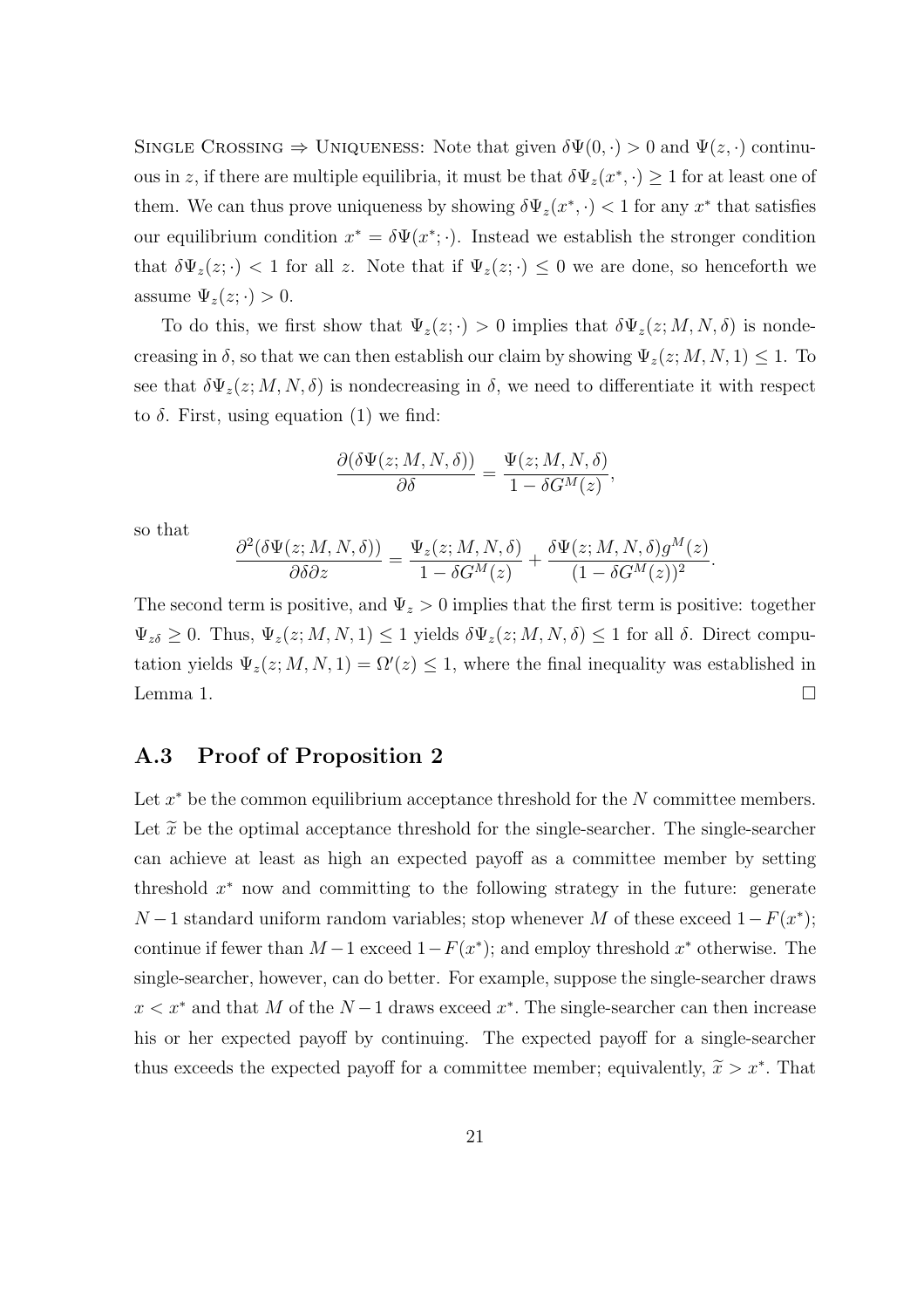SINGLE CROSSING $\Rightarrow$ UNIQUENESS: Note that given $\delta\Psi(0, \cdot) > 0$ and $\Psi(z, \cdot)$ continuous in $z$, if there are multiple equilibria, it must be that $\delta\Psi_z(x^*, \cdot) \geq 1$ for at least one of them. We can thus prove uniqueness by showing $\delta\Psi_z(x^*, \cdot) < 1$ for any $x^*$ that satisfies our equilibrium condition $x^* = \delta\Psi(x^*; \cdot)$. Instead we establish the stronger condition that $\delta\Psi_z(z; \cdot) < 1$ for all $z$. Note that if $\Psi_z(z; \cdot) \leq 0$ we are done, so henceforth we assume $\Psi_z(z; \cdot) > 0$.

To do this, we first show that $\Psi_z(z; \cdot) > 0$ implies that $\delta\Psi_z(z; M, N, \delta)$ is nondecreasing in $\delta$, so that we can then establish our claim by showing $\Psi_z(z; M, N, 1) \leq 1$. To see that $\delta\Psi_z(z; M, N, \delta)$ is nondecreasing in $\delta$, we need to differentiate it with respect to $\delta$. First, using equation (1) we find:

$$\frac{\partial(\delta\Psi(z; M, N, \delta))}{\partial\delta} = \frac{\Psi(z; M, N, \delta)}{1 - \delta G^M(z)},$$

so that

$$\frac{\partial^2(\delta\Psi(z; M, N, \delta))}{\partial\delta\partial z} = \frac{\Psi_z(z; M, N, \delta)}{1 - \delta G^M(z)} + \frac{\delta\Psi(z; M, N, \delta)g^M(z)}{(1 - \delta G^M(z))^2}.$$

The second term is positive, and $\Psi_z > 0$ implies that the first term is positive: together $\Psi_{z\delta} \geq 0$. Thus, $\Psi_z(z; M, N, 1) \leq 1$ yields $\delta\Psi_z(z; M, N, \delta) \leq 1$ for all $\delta$. Direct computation yields $\Psi_z(z; M, N, 1) = \Omega'(z) \leq 1$, where the final inequality was established in Lemma 1. $\square$

## A.3 Proof of Proposition 2

Let $x^*$ be the common equilibrium acceptance threshold for the $N$ committee members. Let $\widetilde{x}$ be the optimal acceptance threshold for the single-searcher. The single-searcher can achieve at least as high an expected payoff as a committee member by setting threshold $x^*$ now and committing to the following strategy in the future: generate $N-1$ standard uniform random variables; stop whenever $M$ of these exceed $1 - F(x^*)$; continue if fewer than $M-1$ exceed $1 - F(x^*)$; and employ threshold $x^*$ otherwise. The single-searcher, however, can do better. For example, suppose the single-searcher draws $x < x^*$ and that $M$ of the $N-1$ draws exceed $x^*$. The single-searcher can then increase his or her expected payoff by continuing. The expected payoff for a single-searcher thus exceeds the expected payoff for a committee member; equivalently, $\widetilde{x} > x^*$. That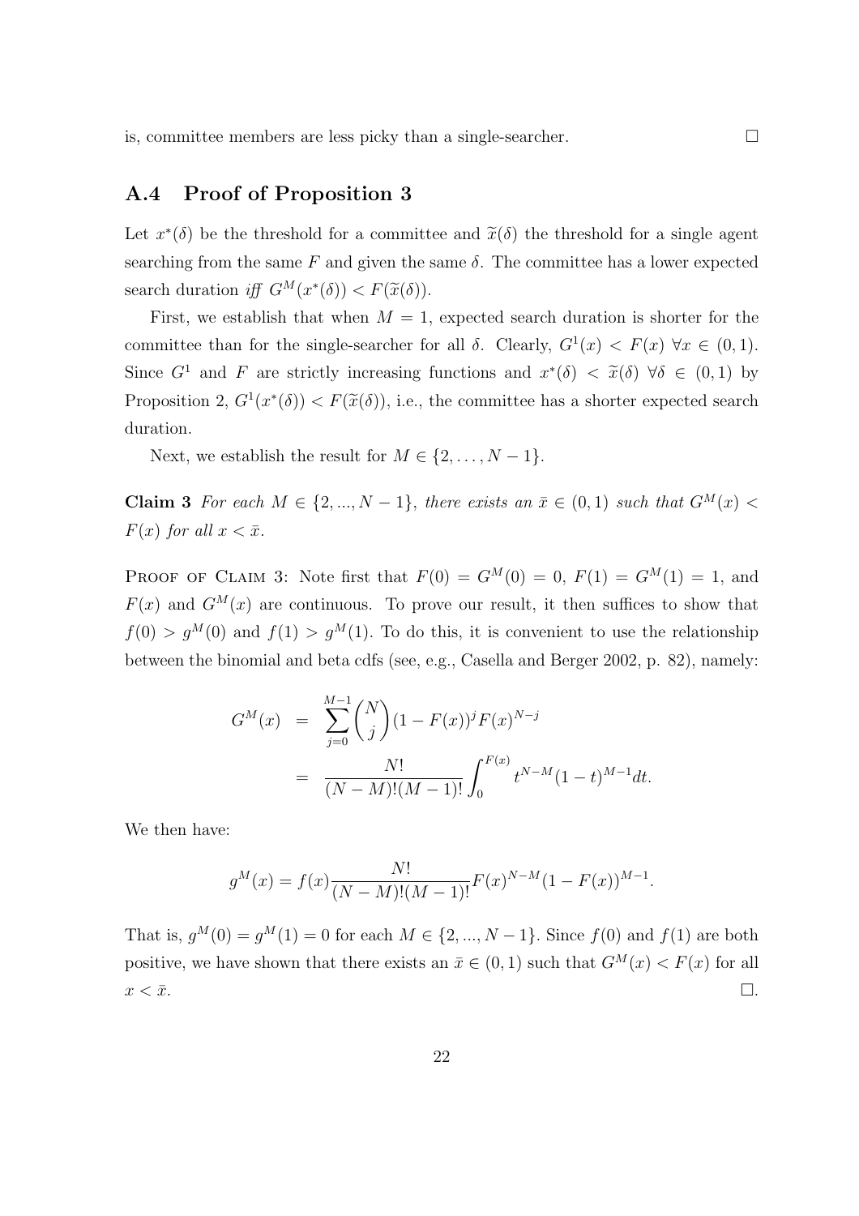is, committee members are less picky than a single-searcher. $\square$

## A.4 Proof of Proposition 3

Let $x^*(\delta)$ be the threshold for a committee and $\widetilde{x}(\delta)$ the threshold for a single agent searching from the same $F$ and given the same $\delta$. The committee has a lower expected search duration *iff* $G^M(x^*(\delta)) < F(\widetilde{x}(\delta))$.

First, we establish that when $M = 1$, expected search duration is shorter for the committee than for the single-searcher for all $\delta$. Clearly, $G^1(x) < F(x)\ \forall x \in (0,1)$. Since $G^1$ and $F$ are strictly increasing functions and $x^*(\delta) < \widetilde{x}(\delta)\ \forall \delta \in (0,1)$ by Proposition 2, $G^1(x^*(\delta)) < F(\widetilde{x}(\delta))$, i.e., the committee has a shorter expected search duration.

Next, we establish the result for $M \in \{2, \ldots, N-1\}$.

**Claim 3** *For each $M \in \{2, ..., N-1\}$, there exists an $\bar{x} \in (0,1)$ such that $G^M(x) < F(x)$ for all $x < \bar{x}$.*

Proof of Claim 3: Note first that $F(0) = G^M(0) = 0$, $F(1) = G^M(1) = 1$, and $F(x)$ and $G^M(x)$ are continuous. To prove our result, it then suffices to show that $f(0) > g^M(0)$ and $f(1) > g^M(1)$. To do this, it is convenient to use the relationship between the binomial and beta cdfs (see, e.g., Casella and Berger 2002, p. 82), namely:

$$
\begin{aligned}
G^M(x) &= \sum_{j=0}^{M-1} \binom{N}{j} (1-F(x))^j F(x)^{N-j} \\
&= \frac{N!}{(N-M)!(M-1)!} \int_0^{F(x)} t^{N-M}(1-t)^{M-1} dt.
\end{aligned}
$$

We then have:

$$
g^M(x) = f(x) \frac{N!}{(N-M)!(M-1)!} F(x)^{N-M}(1-F(x))^{M-1}.
$$

That is, $g^M(0) = g^M(1) = 0$ for each $M \in \{2, ..., N-1\}$. Since $f(0)$ and $f(1)$ are both positive, we have shown that there exists an $\bar{x} \in (0,1)$ such that $G^M(x) < F(x)$ for all $x < \bar{x}$. $\square$.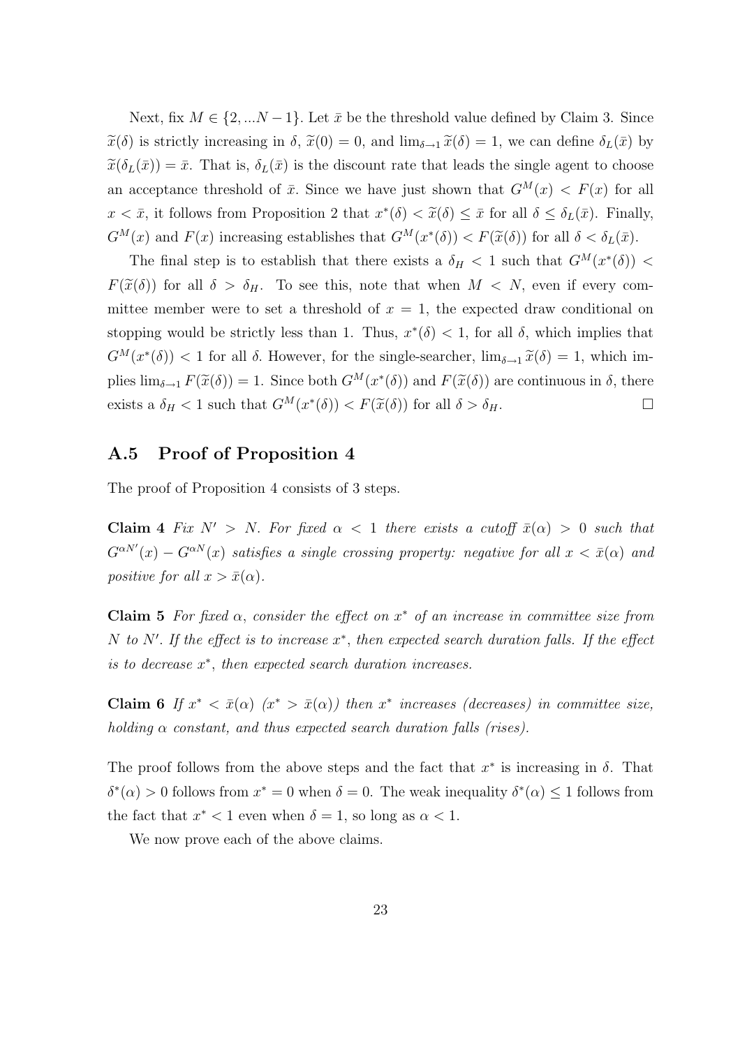Next, fix $M \in \{2, ...N-1\}$. Let $\bar{x}$ be the threshold value defined by Claim 3. Since $\widetilde{x}(\delta)$ is strictly increasing in $\delta$, $\widetilde{x}(0) = 0$, and $\lim_{\delta \to 1} \widetilde{x}(\delta) = 1$, we can define $\delta_L(\bar{x})$ by $\widetilde{x}(\delta_L(\bar{x})) = \bar{x}$. That is, $\delta_L(\bar{x})$ is the discount rate that leads the single agent to choose an acceptance threshold of $\bar{x}$. Since we have just shown that $G^M(x) < F(x)$ for all $x < \bar{x}$, it follows from Proposition 2 that $x^*(\delta) < \widetilde{x}(\delta) \leq \bar{x}$ for all $\delta \leq \delta_L(\bar{x})$. Finally, $G^M(x)$ and $F(x)$ increasing establishes that $G^M(x^*(\delta)) < F(\widetilde{x}(\delta))$ for all $\delta < \delta_L(\bar{x})$.

The final step is to establish that there exists a $\delta_H < 1$ such that $G^M(x^*(\delta)) < F(\widetilde{x}(\delta))$ for all $\delta > \delta_H$. To see this, note that when $M < N$, even if every committee member were to set a threshold of $x = 1$, the expected draw conditional on stopping would be strictly less than 1. Thus, $x^*(\delta) < 1$, for all $\delta$, which implies that $G^M(x^*(\delta)) < 1$ for all $\delta$. However, for the single-searcher, $\lim_{\delta \to 1} \widetilde{x}(\delta) = 1$, which implies $\lim_{\delta \to 1} F(\widetilde{x}(\delta)) = 1$. Since both $G^M(x^*(\delta))$ and $F(\widetilde{x}(\delta))$ are continuous in $\delta$, there exists a $\delta_H < 1$ such that $G^M(x^*(\delta)) < F(\widetilde{x}(\delta))$ for all $\delta > \delta_H$. □

## A.5 Proof of Proposition 4

The proof of Proposition 4 consists of 3 steps.

**Claim 4** *Fix $N' > N$. For fixed $\alpha < 1$ there exists a cutoff $\bar{x}(\alpha) > 0$ such that $G^{\alpha N'}(x) - G^{\alpha N}(x)$ satisfies a single crossing property: negative for all $x < \bar{x}(\alpha)$ and positive for all $x > \bar{x}(\alpha)$.*

**Claim 5** *For fixed $\alpha$, consider the effect on $x^*$ of an increase in committee size from $N$ to $N'$. If the effect is to increase $x^*$, then expected search duration falls. If the effect is to decrease $x^*$, then expected search duration increases.*

**Claim 6** *If $x^* < \bar{x}(\alpha)$ ($x^* > \bar{x}(\alpha)$) then $x^*$ increases (decreases) in committee size, holding $\alpha$ constant, and thus expected search duration falls (rises).*

The proof follows from the above steps and the fact that $x^*$ is increasing in $\delta$. That $\delta^*(\alpha) > 0$ follows from $x^* = 0$ when $\delta = 0$. The weak inequality $\delta^*(\alpha) \leq 1$ follows from the fact that $x^* < 1$ even when $\delta = 1$, so long as $\alpha < 1$.

We now prove each of the above claims.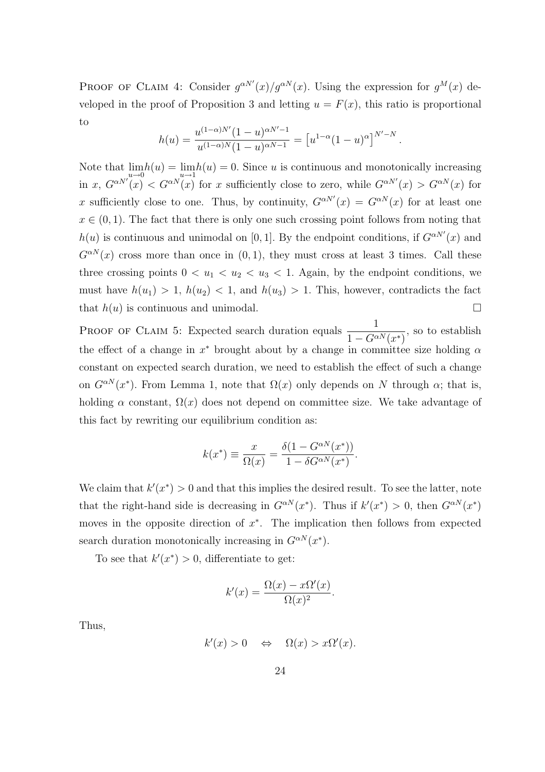PROOF OF CLAIM 4: Consider $g^{\alpha N'}(x)/g^{\alpha N}(x)$. Using the expression for $g^M(x)$ developed in the proof of Proposition 3 and letting $u = F(x)$, this ratio is proportional to

$$h(u) = \frac{u^{(1-\alpha)N'}(1-u)^{\alpha N'-1}}{u^{(1-\alpha)N}(1-u)^{\alpha N-1}} = \left[u^{1-\alpha}(1-u)^{\alpha}\right]^{N'-N}.$$

Note that $\lim_{u\to 0} h(u) = \lim_{u\to 1} h(u) = 0$. Since $u$ is continuous and monotonically increasing in $x$, $G^{\alpha N'}(x) < G^{\alpha N}(x)$ for $x$ sufficiently close to zero, while $G^{\alpha N'}(x) > G^{\alpha N}(x)$ for $x$ sufficiently close to one. Thus, by continuity, $G^{\alpha N'}(x) = G^{\alpha N}(x)$ for at least one $x \in (0,1)$. The fact that there is only one such crossing point follows from noting that $h(u)$ is continuous and unimodal on $[0,1]$. By the endpoint conditions, if $G^{\alpha N'}(x)$ and $G^{\alpha N}(x)$ cross more than once in $(0,1)$, they must cross at least 3 times. Call these three crossing points $0 < u_1 < u_2 < u_3 < 1$. Again, by the endpoint conditions, we must have $h(u_1) > 1$, $h(u_2) < 1$, and $h(u_3) > 1$. This, however, contradicts the fact that $h(u)$ is continuous and unimodal. $\square$

PROOF OF CLAIM 5: Expected search duration equals $\dfrac{1}{1 - G^{\alpha N}(x^*)}$, so to establish the effect of a change in $x^*$ brought about by a change in committee size holding $\alpha$ constant on expected search duration, we need to establish the effect of such a change on $G^{\alpha N}(x^*)$. From Lemma 1, note that $\Omega(x)$ only depends on $N$ through $\alpha$; that is, holding $\alpha$ constant, $\Omega(x)$ does not depend on committee size. We take advantage of this fact by rewriting our equilibrium condition as:

$$k(x^*) \equiv \frac{x}{\Omega(x)} = \frac{\delta(1 - G^{\alpha N}(x^*))}{1 - \delta G^{\alpha N}(x^*)}.$$

We claim that $k'(x^*) > 0$ and that this implies the desired result. To see the latter, note that the right-hand side is decreasing in $G^{\alpha N}(x^*)$. Thus if $k'(x^*) > 0$, then $G^{\alpha N}(x^*)$ moves in the opposite direction of $x^*$. The implication then follows from expected search duration monotonically increasing in $G^{\alpha N}(x^*)$.

To see that $k'(x^*) > 0$, differentiate to get:

$$k'(x) = \frac{\Omega(x) - x\Omega'(x)}{\Omega(x)^2}.$$

Thus,

$$k'(x) > 0 \quad \Leftrightarrow \quad \Omega(x) > x\Omega'(x).$$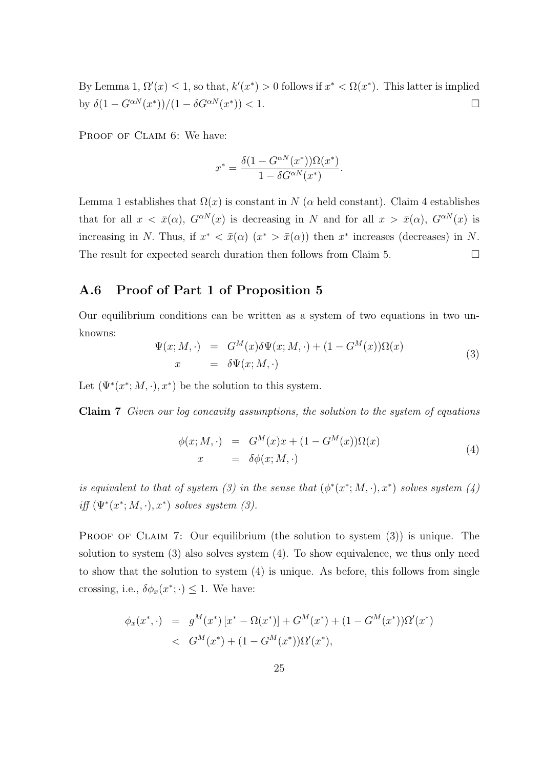By Lemma 1, $\Omega'(x) \leq 1$, so that, $k'(x^*) > 0$ follows if $x^* < \Omega(x^*)$. This latter is implied by $\delta(1 - G^{\alpha N}(x^*))/(1 - \delta G^{\alpha N}(x^*)) < 1$. □

Proof of Claim 6: We have:

$$x^* = \frac{\delta(1 - G^{\alpha N}(x^*))\Omega(x^*)}{1 - \delta G^{\alpha N}(x^*)}.$$

Lemma 1 establishes that $\Omega(x)$ is constant in $N$ ($\alpha$ held constant). Claim 4 establishes that for all $x < \bar{x}(\alpha)$, $G^{\alpha N}(x)$ is decreasing in $N$ and for all $x > \bar{x}(\alpha)$, $G^{\alpha N}(x)$ is increasing in $N$. Thus, if $x^* < \bar{x}(\alpha)$ ($x^* > \bar{x}(\alpha)$) then $x^*$ increases (decreases) in $N$. The result for expected search duration then follows from Claim 5. □

## A.6 Proof of Part 1 of Proposition 5

Our equilibrium conditions can be written as a system of two equations in two unknowns:

$$\begin{aligned} \Psi(x; M, \cdot) &= G^M(x)\delta\Psi(x; M, \cdot) + (1 - G^M(x))\Omega(x) \\ x &= \delta\Psi(x; M, \cdot) \end{aligned} \tag{3}$$

Let $(\Psi^*(x^*; M, \cdot), x^*)$ be the solution to this system.

**Claim 7** *Given our log concavity assumptions, the solution to the system of equations*

$$\begin{aligned} \phi(x; M, \cdot) &= G^M(x)x + (1 - G^M(x))\Omega(x) \\ x &= \delta\phi(x; M, \cdot) \end{aligned} \tag{4}$$

*is equivalent to that of system (3) in the sense that $(\phi^*(x^*; M, \cdot), x^*)$ solves system (4) iff $(\Psi^*(x^*; M, \cdot), x^*)$ solves system (3).*

Proof of Claim 7: Our equilibrium (the solution to system (3)) is unique. The solution to system (3) also solves system (4). To show equivalence, we thus only need to show that the solution to system (4) is unique. As before, this follows from single crossing, i.e., $\delta\phi_x(x^*; \cdot) \leq 1$. We have:

$$\begin{aligned} \phi_x(x^*, \cdot) &= g^M(x^*)\left[x^* - \Omega(x^*)\right] + G^M(x^*) + (1 - G^M(x^*))\Omega'(x^*) \\ &< G^M(x^*) + (1 - G^M(x^*))\Omega'(x^*), \end{aligned}$$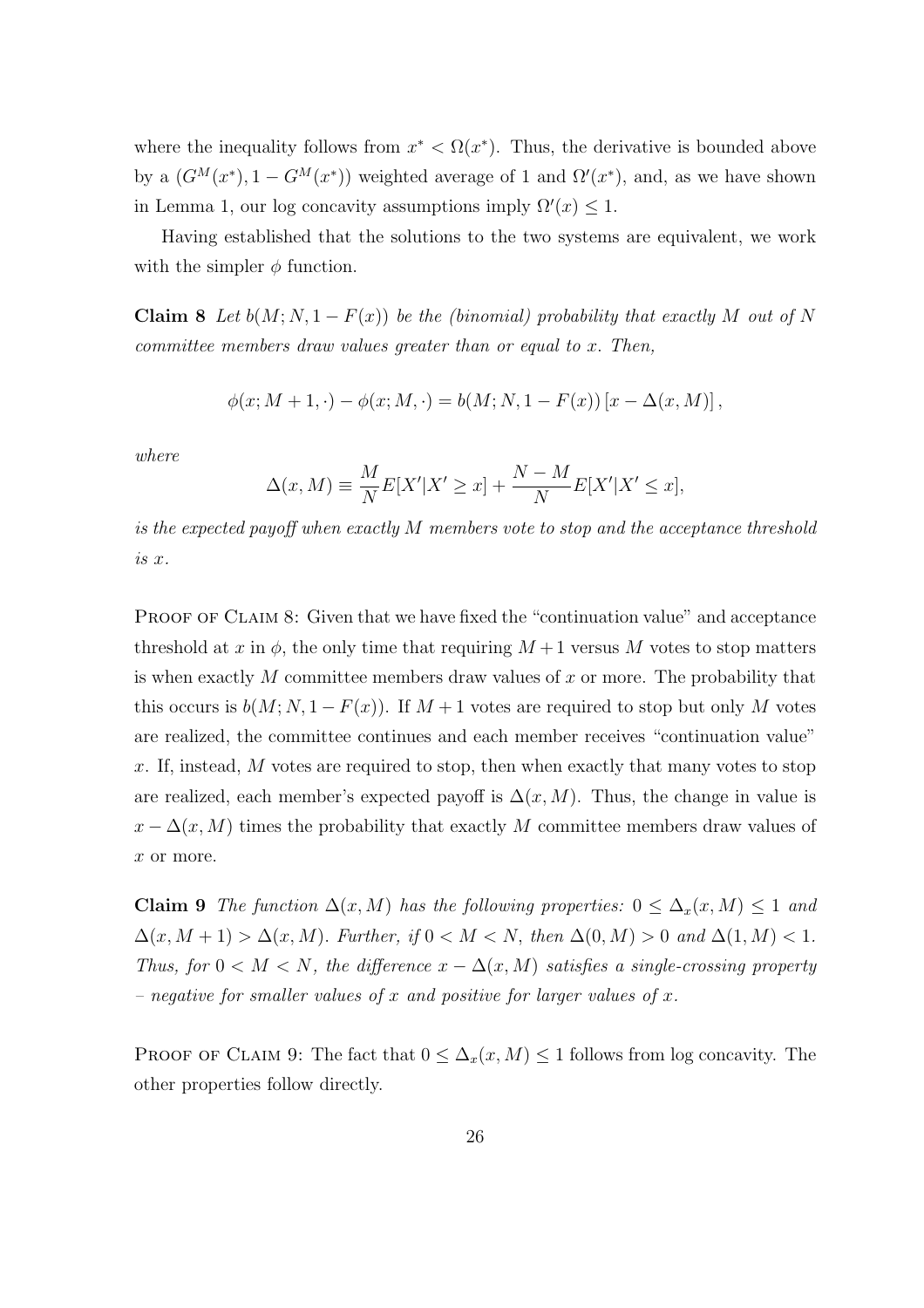where the inequality follows from $x^* < \Omega(x^*)$. Thus, the derivative is bounded above by a $(G^M(x^*), 1 - G^M(x^*))$ weighted average of 1 and $\Omega'(x^*)$, and, as we have shown in Lemma 1, our log concavity assumptions imply $\Omega'(x) \leq 1$.

Having established that the solutions to the two systems are equivalent, we work with the simpler $\phi$ function.

**Claim 8** *Let $b(M; N, 1 - F(x))$ be the (binomial) probability that exactly $M$ out of $N$ committee members draw values greater than or equal to $x$. Then,*

$$\phi(x; M + 1, \cdot) - \phi(x; M, \cdot) = b(M; N, 1 - F(x)) \left[x - \Delta(x, M)\right],$$

*where*

$$\Delta(x, M) \equiv \frac{M}{N} E[X' | X' \geq x] + \frac{N - M}{N} E[X' | X' \leq x],$$

*is the expected payoff when exactly $M$ members vote to stop and the acceptance threshold is $x$.*

Proof of Claim 8: Given that we have fixed the "continuation value" and acceptance threshold at $x$ in $\phi$, the only time that requiring $M + 1$ versus $M$ votes to stop matters is when exactly $M$ committee members draw values of $x$ or more. The probability that this occurs is $b(M; N, 1 - F(x))$. If $M + 1$ votes are required to stop but only $M$ votes are realized, the committee continues and each member receives "continuation value" $x$. If, instead, $M$ votes are required to stop, then when exactly that many votes to stop are realized, each member's expected payoff is $\Delta(x, M)$. Thus, the change in value is $x - \Delta(x, M)$ times the probability that exactly $M$ committee members draw values of $x$ or more.

**Claim 9** *The function $\Delta(x, M)$ has the following properties: $0 \leq \Delta_x(x, M) \leq 1$ and $\Delta(x, M + 1) > \Delta(x, M)$. Further, if $0 < M < N$, then $\Delta(0, M) > 0$ and $\Delta(1, M) < 1$. Thus, for $0 < M < N$, the difference $x - \Delta(x, M)$ satisfies a single-crossing property – negative for smaller values of $x$ and positive for larger values of $x$.*

Proof of Claim 9: The fact that $0 \leq \Delta_x(x, M) \leq 1$ follows from log concavity. The other properties follow directly.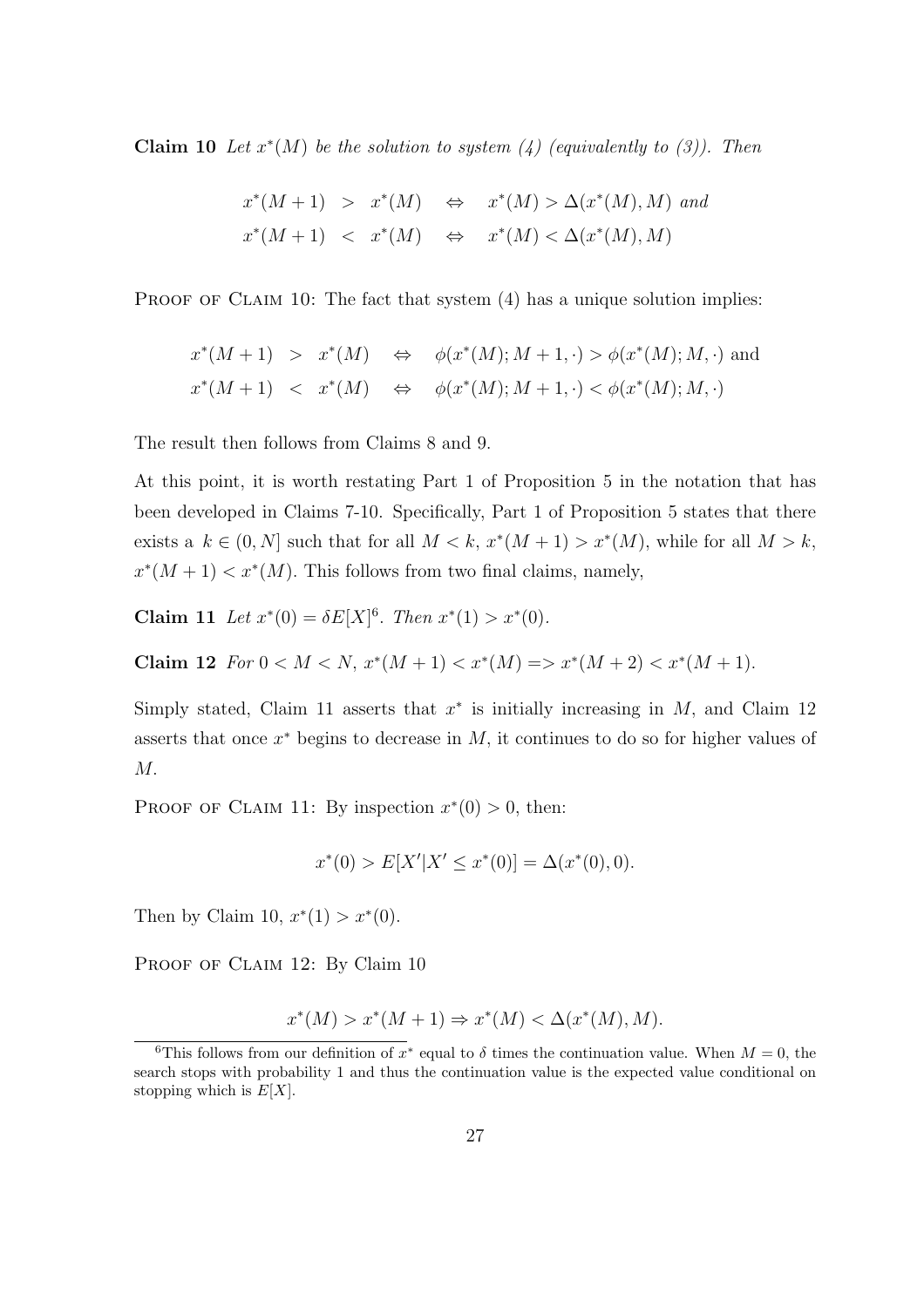**Claim 10** *Let $x^*(M)$ be the solution to system (4) (equivalently to (3)). Then*

$$
\begin{aligned}
x^*(M+1) &> x^*(M) \quad \Leftrightarrow \quad x^*(M) > \Delta(x^*(M), M) \text{ and} \\
x^*(M+1) &< x^*(M) \quad \Leftrightarrow \quad x^*(M) < \Delta(x^*(M), M)
\end{aligned}
$$

Proof of Claim 10: The fact that system (4) has a unique solution implies:

$$
\begin{aligned}
x^*(M+1) &> x^*(M) \quad \Leftrightarrow \quad \phi(x^*(M); M+1, \cdot) > \phi(x^*(M); M, \cdot) \text{ and} \\
x^*(M+1) &< x^*(M) \quad \Leftrightarrow \quad \phi(x^*(M); M+1, \cdot) < \phi(x^*(M); M, \cdot)
\end{aligned}
$$

The result then follows from Claims 8 and 9.

At this point, it is worth restating Part 1 of Proposition 5 in the notation that has been developed in Claims 7-10. Specifically, Part 1 of Proposition 5 states that there exists a $k \in (0, N]$ such that for all $M < k$, $x^*(M+1) > x^*(M)$, while for all $M > k$, $x^*(M+1) < x^*(M)$. This follows from two final claims, namely,

**Claim 11** *Let $x^*(0) = \delta E[X]$*[6]*. Then $x^*(1) > x^*(0)$.*

**Claim 12** *For $0 < M < N$, $x^*(M+1) < x^*(M) => x^*(M+2) < x^*(M+1)$.*

Simply stated, Claim 11 asserts that $x^*$ is initially increasing in $M$, and Claim 12 asserts that once $x^*$ begins to decrease in $M$, it continues to do so for higher values of $M$.

Proof of Claim 11: By inspection $x^*(0) > 0$, then:

$$
x^*(0) > E[X'|X' \leq x^*(0)] = \Delta(x^*(0), 0).
$$

Then by Claim 10, $x^*(1) > x^*(0)$.

Proof of Claim 12: By Claim 10

$$
x^*(M) > x^*(M+1) \Rightarrow x^*(M) < \Delta(x^*(M), M).
$$

[6] This follows from our definition of $x^*$ equal to $\delta$ times the continuation value. When $M = 0$, the search stops with probability 1 and thus the continuation value is the expected value conditional on stopping which is $E[X]$.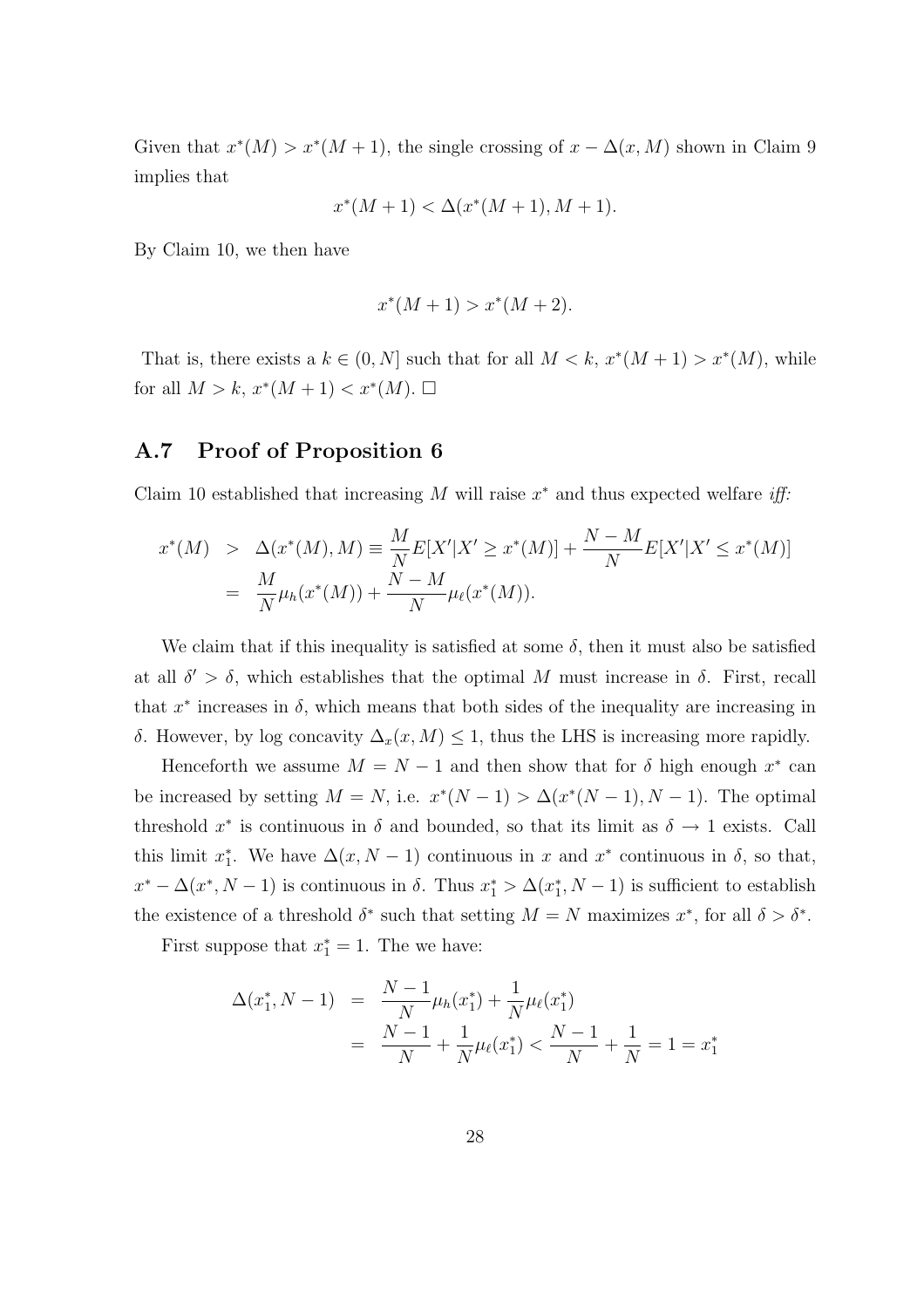Given that $x^*(M) > x^*(M+1)$, the single crossing of $x - \Delta(x, M)$ shown in Claim 9 implies that

$$x^*(M+1) < \Delta(x^*(M+1), M+1).$$

By Claim 10, we then have

$$x^*(M+1) > x^*(M+2).$$

That is, there exists a $k \in (0, N]$ such that for all $M < k$, $x^*(M+1) > x^*(M)$, while for all $M > k$, $x^*(M+1) < x^*(M)$. □

## A.7 Proof of Proposition 6

Claim 10 established that increasing $M$ will raise $x^*$ and thus expected welfare *iff:*

$$\begin{aligned} x^*(M) &> \Delta(x^*(M), M) \equiv \frac{M}{N} E[X'|X' \geq x^*(M)] + \frac{N-M}{N} E[X'|X' \leq x^*(M)] \\ &= \frac{M}{N} \mu_h(x^*(M)) + \frac{N-M}{N} \mu_\ell(x^*(M)). \end{aligned}$$

We claim that if this inequality is satisfied at some $\delta$, then it must also be satisfied at all $\delta' > \delta$, which establishes that the optimal $M$ must increase in $\delta$. First, recall that $x^*$ increases in $\delta$, which means that both sides of the inequality are increasing in $\delta$. However, by log concavity $\Delta_x(x, M) \leq 1$, thus the LHS is increasing more rapidly.

Henceforth we assume $M = N - 1$ and then show that for $\delta$ high enough $x^*$ can be increased by setting $M = N$, i.e. $x^*(N-1) > \Delta(x^*(N-1), N-1)$. The optimal threshold $x^*$ is continuous in $\delta$ and bounded, so that its limit as $\delta \to 1$ exists. Call this limit $x_1^*$. We have $\Delta(x, N-1)$ continuous in $x$ and $x^*$ continuous in $\delta$, so that, $x^* - \Delta(x^*, N-1)$ is continuous in $\delta$. Thus $x_1^* > \Delta(x_1^*, N-1)$ is sufficient to establish the existence of a threshold $\delta^*$ such that setting $M = N$ maximizes $x^*$, for all $\delta > \delta^*$.

First suppose that $x_1^* = 1$. The we have:

$$\begin{aligned} \Delta(x_1^*, N-1) &= \frac{N-1}{N} \mu_h(x_1^*) + \frac{1}{N} \mu_\ell(x_1^*) \\ &= \frac{N-1}{N} + \frac{1}{N} \mu_\ell(x_1^*) < \frac{N-1}{N} + \frac{1}{N} = 1 = x_1^* \end{aligned}$$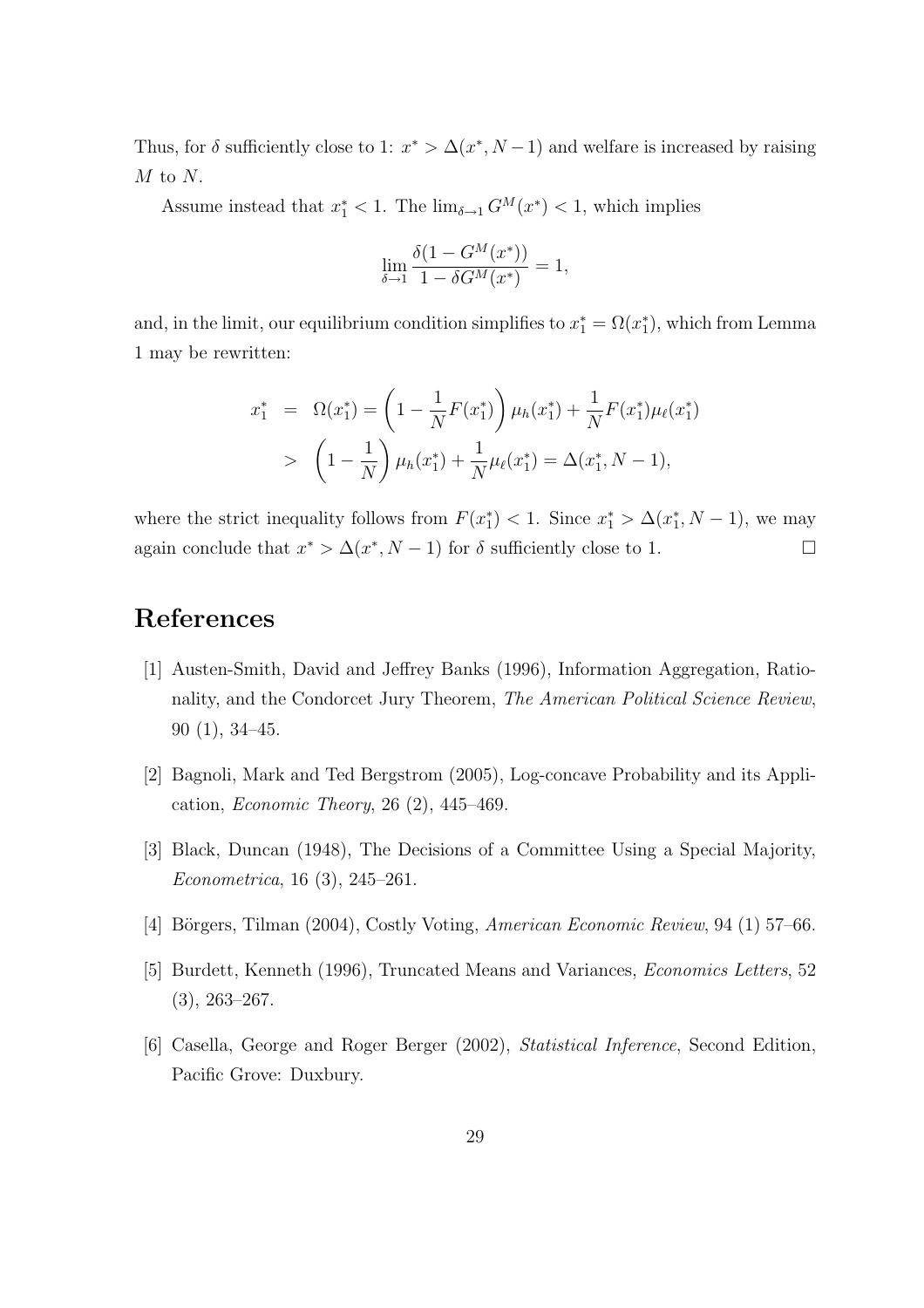Thus, for $\delta$ sufficiently close to 1: $x^* > \Delta(x^*, N-1)$ and welfare is increased by raising $M$ to $N$.

Assume instead that $x_1^* < 1$. The $\lim_{\delta \to 1} G^M(x^*) < 1$, which implies

$$\lim_{\delta \to 1} \frac{\delta(1 - G^M(x^*))}{1 - \delta G^M(x^*)} = 1,$$

and, in the limit, our equilibrium condition simplifies to $x_1^* = \Omega(x_1^*)$, which from Lemma 1 may be rewritten:

$$\begin{aligned} x_1^* &= \Omega(x_1^*) = \left(1 - \frac{1}{N} F(x_1^*)\right) \mu_h(x_1^*) + \frac{1}{N} F(x_1^*) \mu_\ell(x_1^*) \\ &> \left(1 - \frac{1}{N}\right) \mu_h(x_1^*) + \frac{1}{N} \mu_\ell(x_1^*) = \Delta(x_1^*, N-1), \end{aligned}$$

where the strict inequality follows from $F(x_1^*) < 1$. Since $x_1^* > \Delta(x_1^*, N-1)$, we may again conclude that $x^* > \Delta(x^*, N-1)$ for $\delta$ sufficiently close to 1. □

# References

[1] Austen-Smith, David and Jeffrey Banks (1996), Information Aggregation, Rationality, and the Condorcet Jury Theorem, *The American Political Science Review*, 90 (1), 34–45.

[2] Bagnoli, Mark and Ted Bergstrom (2005), Log-concave Probability and its Application, *Economic Theory*, 26 (2), 445–469.

[3] Black, Duncan (1948), The Decisions of a Committee Using a Special Majority, *Econometrica*, 16 (3), 245–261.

[4] Börgers, Tilman (2004), Costly Voting, *American Economic Review*, 94 (1) 57–66.

[5] Burdett, Kenneth (1996), Truncated Means and Variances, *Economics Letters*, 52 (3), 263–267.

[6] Casella, George and Roger Berger (2002), *Statistical Inference*, Second Edition, Pacific Grove: Duxbury.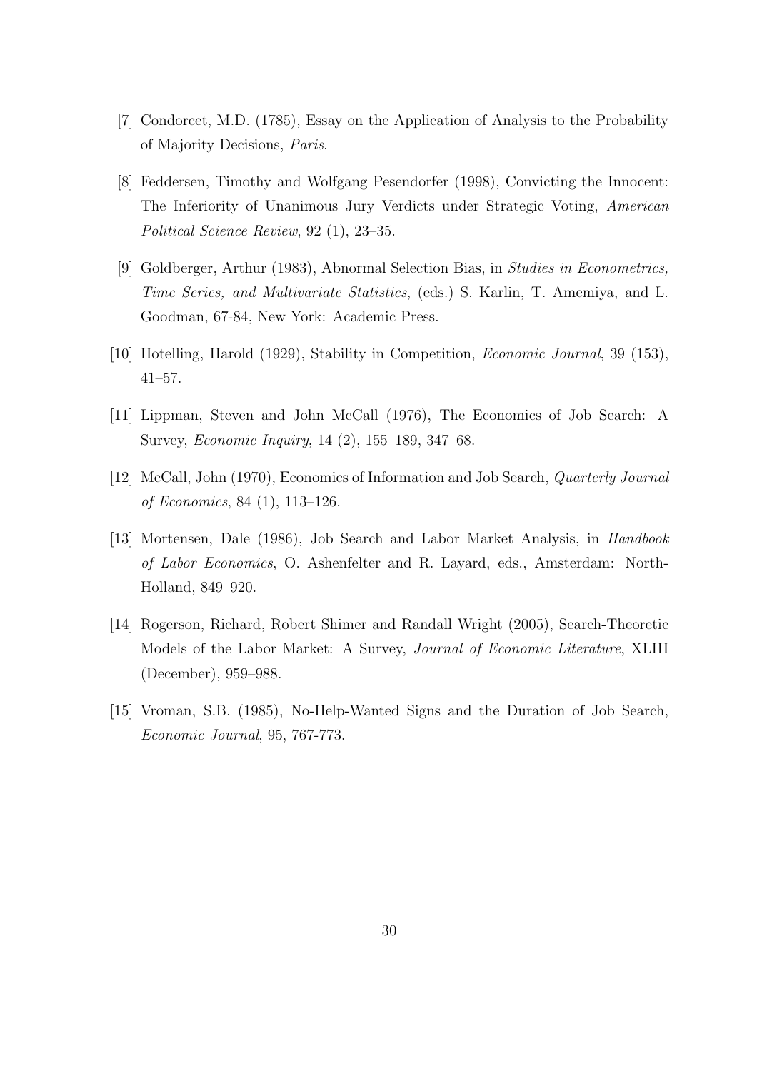[7] Condorcet, M.D. (1785), Essay on the Application of Analysis to the Probability of Majority Decisions, *Paris*.

[8] Feddersen, Timothy and Wolfgang Pesendorfer (1998), Convicting the Innocent: The Inferiority of Unanimous Jury Verdicts under Strategic Voting, *American Political Science Review*, 92 (1), 23–35.

[9] Goldberger, Arthur (1983), Abnormal Selection Bias, in *Studies in Econometrics, Time Series, and Multivariate Statistics*, (eds.) S. Karlin, T. Amemiya, and L. Goodman, 67-84, New York: Academic Press.

[10] Hotelling, Harold (1929), Stability in Competition, *Economic Journal*, 39 (153), 41–57.

[11] Lippman, Steven and John McCall (1976), The Economics of Job Search: A Survey, *Economic Inquiry*, 14 (2), 155–189, 347–68.

[12] McCall, John (1970), Economics of Information and Job Search, *Quarterly Journal of Economics*, 84 (1), 113–126.

[13] Mortensen, Dale (1986), Job Search and Labor Market Analysis, in *Handbook of Labor Economics*, O. Ashenfelter and R. Layard, eds., Amsterdam: North-Holland, 849–920.

[14] Rogerson, Richard, Robert Shimer and Randall Wright (2005), Search-Theoretic Models of the Labor Market: A Survey, *Journal of Economic Literature*, XLIII (December), 959–988.

[15] Vroman, S.B. (1985), No-Help-Wanted Signs and the Duration of Job Search, *Economic Journal*, 95, 767-773.